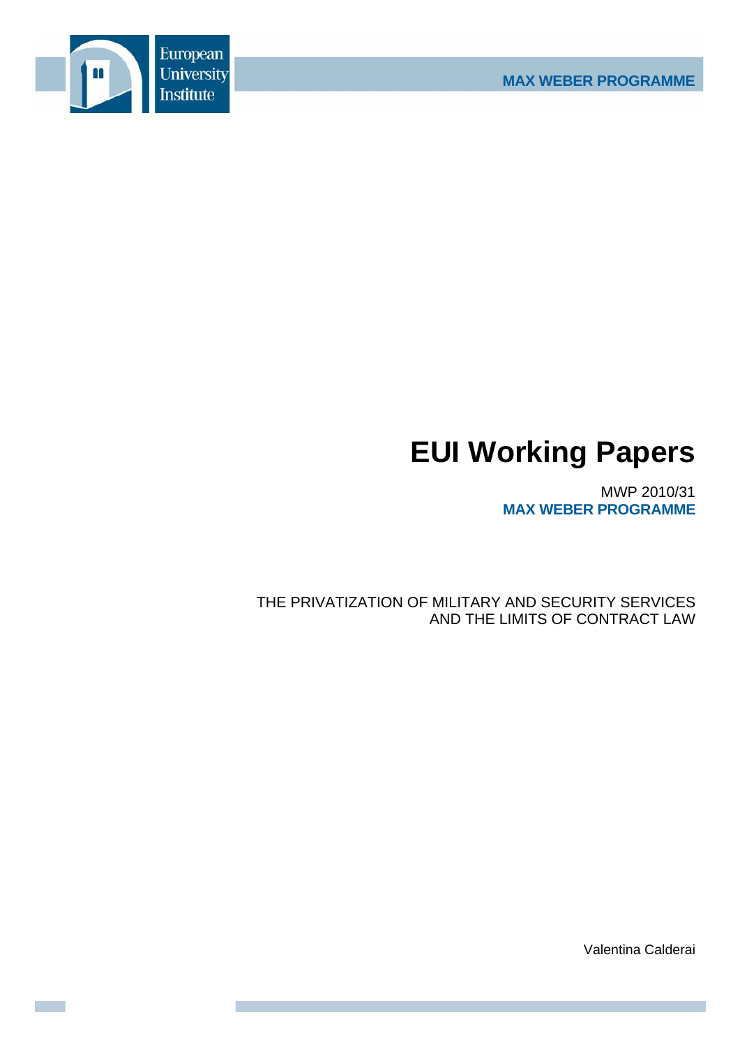European University Institute

MAX WEBER PROGRAMME

# EUI Working Papers

MWP 2010/31
**MAX WEBER PROGRAMME**

THE PRIVATIZATION OF MILITARY AND SECURITY SERVICES AND THE LIMITS OF CONTRACT LAW

Valentina Calderai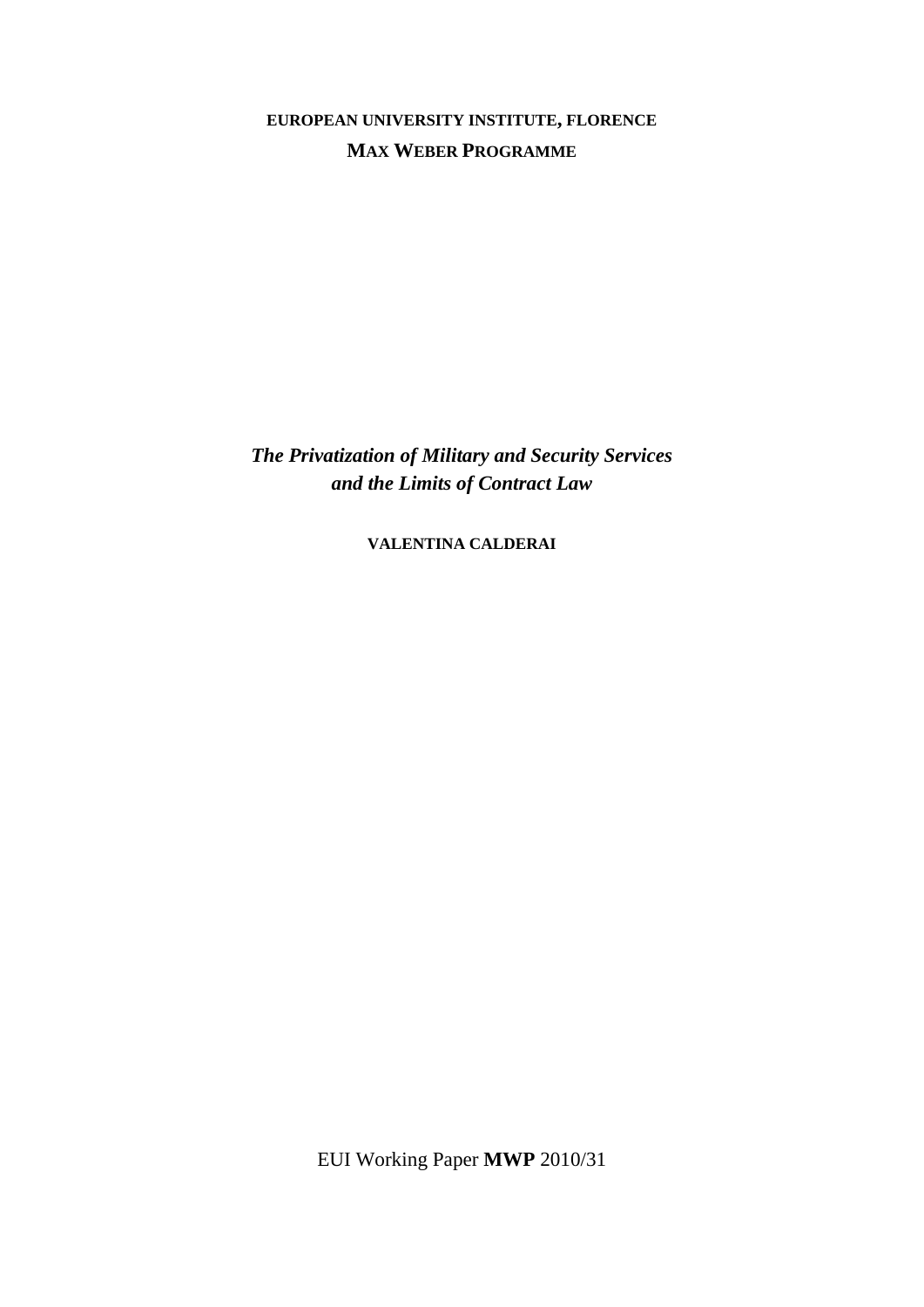**EUROPEAN UNIVERSITY INSTITUTE, FLORENCE**

**MAX WEBER PROGRAMME**

# *The Privatization of Military and Security Services and the Limits of Contract Law*

**VALENTINA CALDERAI**

EUI Working Paper **MWP** 2010/31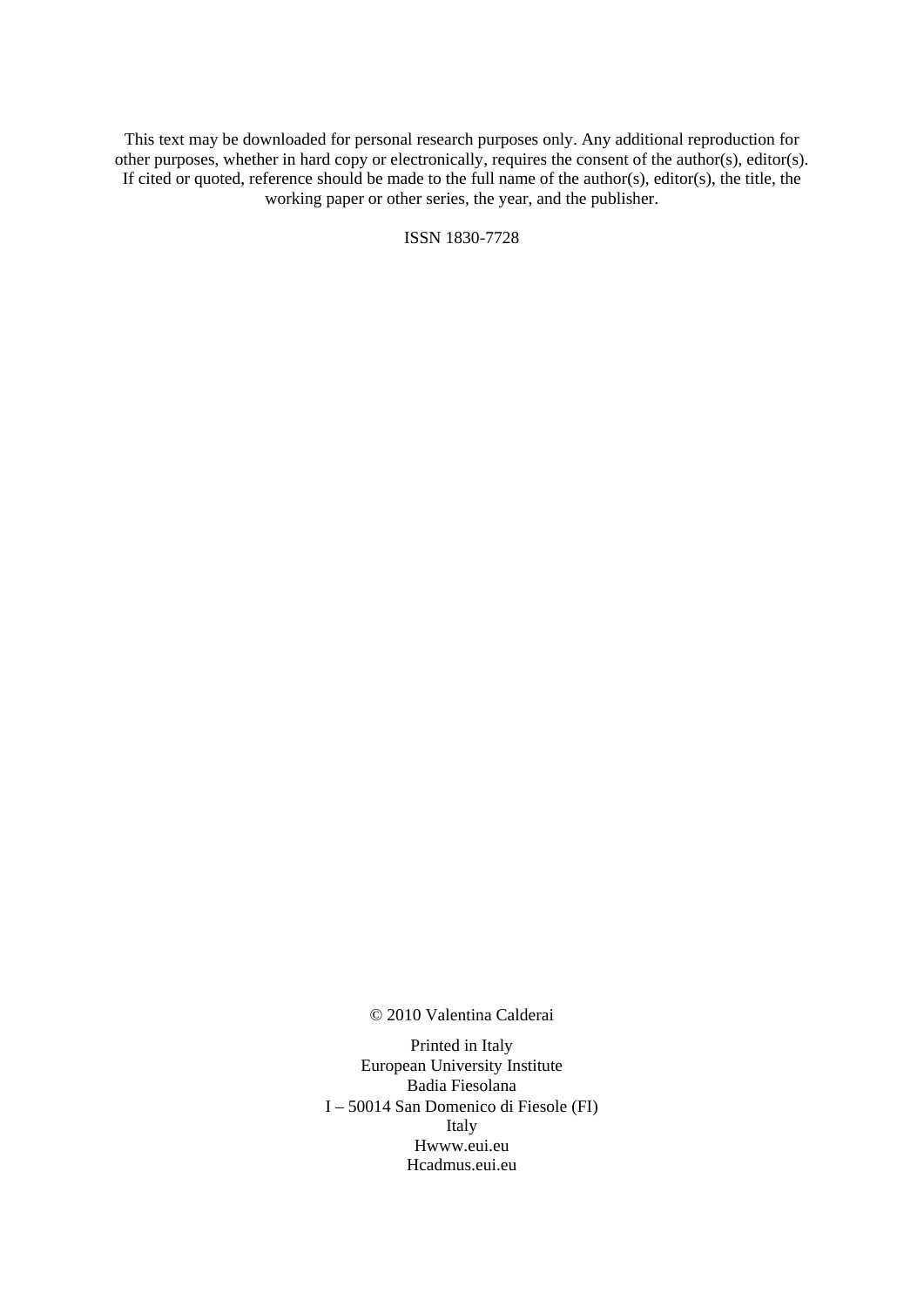This text may be downloaded for personal research purposes only. Any additional reproduction for other purposes, whether in hard copy or electronically, requires the consent of the author(s), editor(s). If cited or quoted, reference should be made to the full name of the author(s), editor(s), the title, the working paper or other series, the year, and the publisher.

ISSN 1830-7728

© 2010 Valentina Calderai

Printed in Italy
European University Institute
Badia Fiesolana
I – 50014 San Domenico di Fiesole (FI)
Italy
Hwww.eui.eu
Hcadmus.eui.eu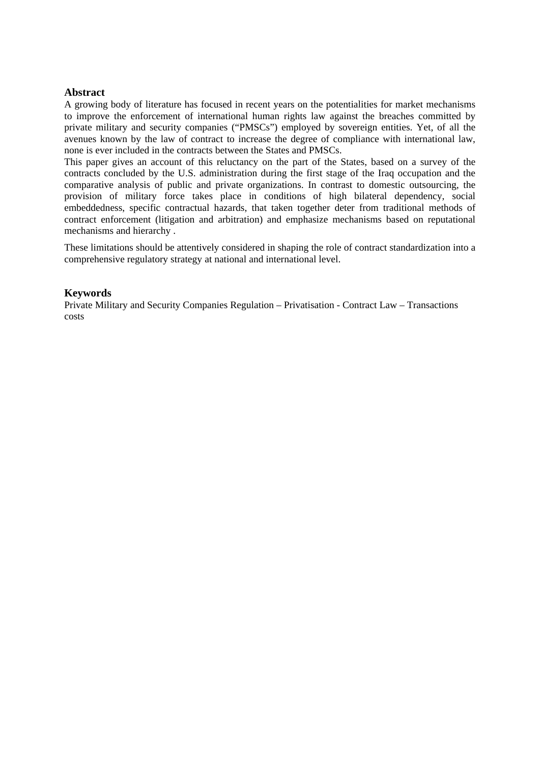## Abstract

A growing body of literature has focused in recent years on the potentialities for market mechanisms to improve the enforcement of international human rights law against the breaches committed by private military and security companies ("PMSCs") employed by sovereign entities. Yet, of all the avenues known by the law of contract to increase the degree of compliance with international law, none is ever included in the contracts between the States and PMSCs.

This paper gives an account of this reluctancy on the part of the States, based on a survey of the contracts concluded by the U.S. administration during the first stage of the Iraq occupation and the comparative analysis of public and private organizations. In contrast to domestic outsourcing, the provision of military force takes place in conditions of high bilateral dependency, social embeddedness, specific contractual hazards, that taken together deter from traditional methods of contract enforcement (litigation and arbitration) and emphasize mechanisms based on reputational mechanisms and hierarchy .

These limitations should be attentively considered in shaping the role of contract standardization into a comprehensive regulatory strategy at national and international level.

## Keywords

Private Military and Security Companies Regulation – Privatisation - Contract Law – Transactions costs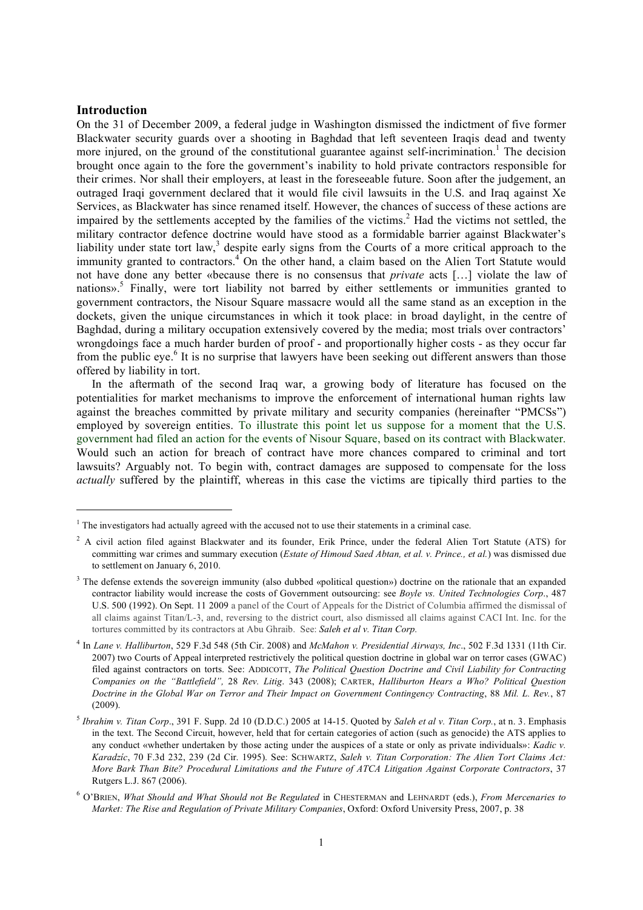## Introduction

On the 31 of December 2009, a federal judge in Washington dismissed the indictment of five former Blackwater security guards over a shooting in Baghdad that left seventeen Iraqis dead and twenty more injured, on the ground of the constitutional guarantee against self-incrimination.[1] The decision brought once again to the fore the government's inability to hold private contractors responsible for their crimes. Nor shall their employers, at least in the foreseeable future. Soon after the judgement, an outraged Iraqi government declared that it would file civil lawsuits in the U.S. and Iraq against Xe Services, as Blackwater has since renamed itself. However, the chances of success of these actions are impaired by the settlements accepted by the families of the victims.[2] Had the victims not settled, the military contractor defence doctrine would have stood as a formidable barrier against Blackwater's liability under state tort law,[3] despite early signs from the Courts of a more critical approach to the immunity granted to contractors.[4] On the other hand, a claim based on the Alien Tort Statute would not have done any better «because there is no consensus that *private* acts […] violate the law of nations».[5] Finally, were tort liability not barred by either settlements or immunities granted to government contractors, the Nisour Square massacre would all the same stand as an exception in the dockets, given the unique circumstances in which it took place: in broad daylight, in the centre of Baghdad, during a military occupation extensively covered by the media; most trials over contractors' wrongdoings face a much harder burden of proof - and proportionally higher costs - as they occur far from the public eye.[6] It is no surprise that lawyers have been seeking out different answers than those offered by liability in tort.

In the aftermath of the second Iraq war, a growing body of literature has focused on the potentialities for market mechanisms to improve the enforcement of international human rights law against the breaches committed by private military and security companies (hereinafter "PMCSs") employed by sovereign entities. To illustrate this point let us suppose for a moment that the U.S. government had filed an action for the events of Nisour Square, based on its contract with Blackwater. Would such an action for breach of contract have more chances compared to criminal and tort lawsuits? Arguably not. To begin with, contract damages are supposed to compensate for the loss *actually* suffered by the plaintiff, whereas in this case the victims are tipically third parties to the

---

[1] The investigators had actually agreed with the accused not to use their statements in a criminal case.

[2] A civil action filed against Blackwater and its founder, Erik Prince, under the federal Alien Tort Statute (ATS) for committing war crimes and summary execution (*Estate of Himoud Saed Abtan, et al. v. Prince., et al.*) was dismissed due to settlement on January 6, 2010.

[3] The defense extends the sovereign immunity (also dubbed «political question») doctrine on the rationale that an expanded contractor liability would increase the costs of Government outsourcing: see *Boyle vs. United Technologies Corp*., 487 U.S. 500 (1992). On Sept. 11 2009 a panel of the Court of Appeals for the District of Columbia affirmed the dismissal of all claims against Titan/L-3, and, reversing to the district court, also dismissed all claims against CACI Int. Inc. for the tortures committed by its contractors at Abu Ghraib. See: *Saleh et al v. Titan Corp.*

[4] In *Lane v. Halliburton*, 529 F.3d 548 (5th Cir. 2008) and *McMahon v. Presidential Airways, Inc*., 502 F.3d 1331 (11th Cir. 2007) two Courts of Appeal interpreted restrictively the political question doctrine in global war on terror cases (GWAC) filed against contractors on torts. See: ADDICOTT, *The Political Question Doctrine and Civil Liability for Contracting Companies on the "Battlefield"*, 28 *Rev. Litig*. 343 (2008); CARTER, *Halliburton Hears a Who? Political Question Doctrine in the Global War on Terror and Their Impact on Government Contingency Contracting*, 88 *Mil. L. Rev.*, 87 (2009).

[5] *Ibrahim v. Titan Corp*., 391 F. Supp. 2d 10 (D.D.C.) 2005 at 14-15. Quoted by *Saleh et al v. Titan Corp.*, at n. 3. Emphasis in the text. The Second Circuit, however, held that for certain categories of action (such as genocide) the ATS applies to any conduct «whether undertaken by those acting under the auspices of a state or only as private individuals»: *Kadic v. Karadzíc*, 70 F.3d 232, 239 (2d Cir. 1995). See: SCHWARTZ, *Saleh v. Titan Corporation: The Alien Tort Claims Act: More Bark Than Bite? Procedural Limitations and the Future of ATCA Litigation Against Corporate Contractors*, 37 Rutgers L.J. 867 (2006).

[6] O'BRIEN, *What Should and What Should not Be Regulated* in CHESTERMAN and LEHNARDT (eds.), *From Mercenaries to Market: The Rise and Regulation of Private Military Companies*, Oxford: Oxford University Press, 2007, p. 38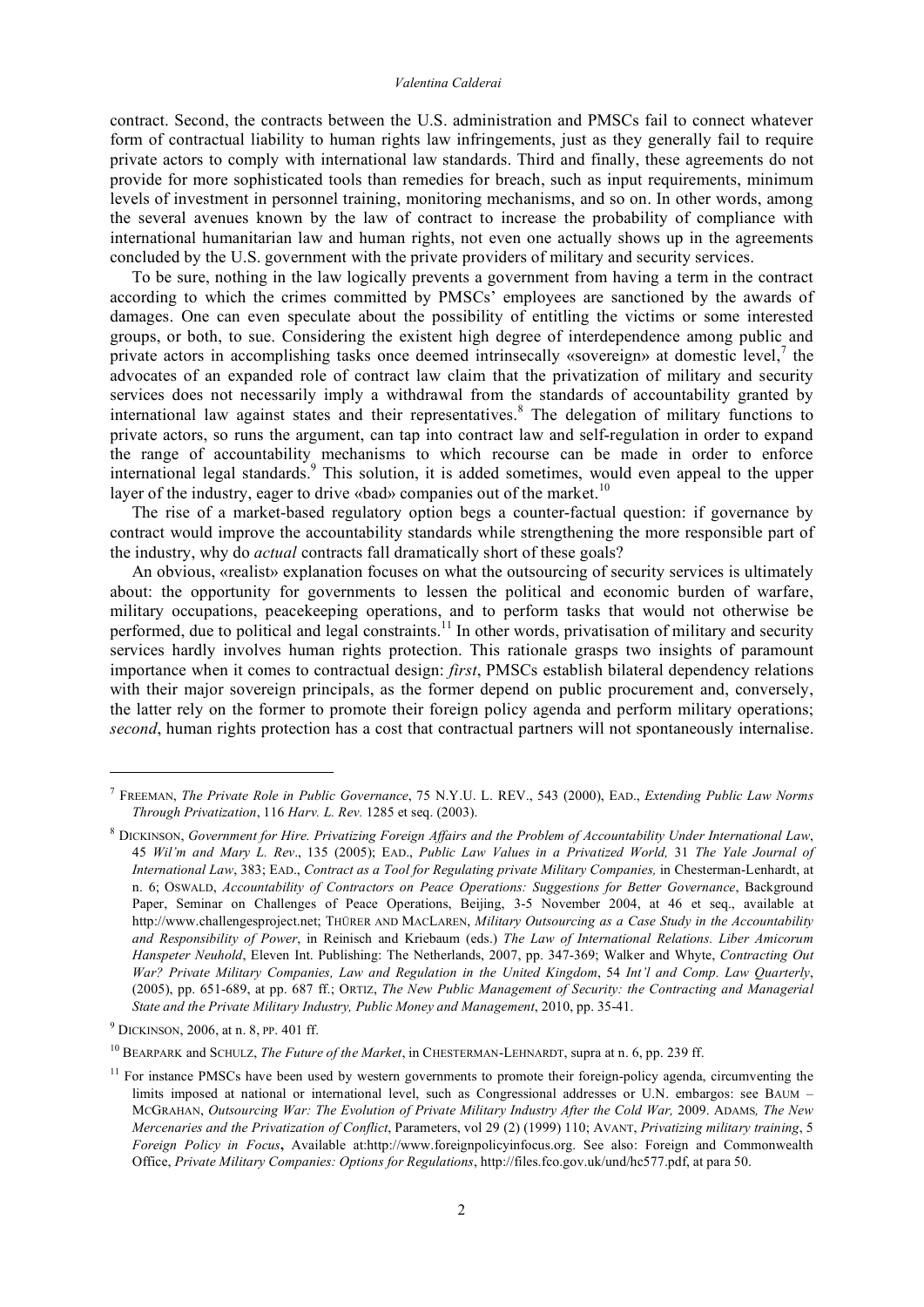contract. Second, the contracts between the U.S. administration and PMSCs fail to connect whatever form of contractual liability to human rights law infringements, just as they generally fail to require private actors to comply with international law standards. Third and finally, these agreements do not provide for more sophisticated tools than remedies for breach, such as input requirements, minimum levels of investment in personnel training, monitoring mechanisms, and so on. In other words, among the several avenues known by the law of contract to increase the probability of compliance with international humanitarian law and human rights, not even one actually shows up in the agreements concluded by the U.S. government with the private providers of military and security services.

To be sure, nothing in the law logically prevents a government from having a term in the contract according to which the crimes committed by PMSCs' employees are sanctioned by the awards of damages. One can even speculate about the possibility of entitling the victims or some interested groups, or both, to sue. Considering the existent high degree of interdependence among public and private actors in accomplishing tasks once deemed intrinsecally «sovereign» at domestic level,[7] the advocates of an expanded role of contract law claim that the privatization of military and security services does not necessarily imply a withdrawal from the standards of accountability granted by international law against states and their representatives.[8] The delegation of military functions to private actors, so runs the argument, can tap into contract law and self-regulation in order to expand the range of accountability mechanisms to which recourse can be made in order to enforce international legal standards.[9] This solution, it is added sometimes, would even appeal to the upper layer of the industry, eager to drive «bad» companies out of the market.[10]

The rise of a market-based regulatory option begs a counter-factual question: if governance by contract would improve the accountability standards while strengthening the more responsible part of the industry, why do *actual* contracts fall dramatically short of these goals?

An obvious, «realist» explanation focuses on what the outsourcing of security services is ultimately about: the opportunity for governments to lessen the political and economic burden of warfare, military occupations, peacekeeping operations, and to perform tasks that would not otherwise be performed, due to political and legal constraints.[11] In other words, privatisation of military and security services hardly involves human rights protection. This rationale grasps two insights of paramount importance when it comes to contractual design: *first*, PMSCs establish bilateral dependency relations with their major sovereign principals, as the former depend on public procurement and, conversely, the latter rely on the former to promote their foreign policy agenda and perform military operations; *second*, human rights protection has a cost that contractual partners will not spontaneously internalise.

---

[7] FREEMAN, *The Private Role in Public Governance*, 75 N.Y.U. L. REV., 543 (2000), EAD., *Extending Public Law Norms Through Privatization*, 116 *Harv. L. Rev.* 1285 et seq. (2003).

[8] DICKINSON, *Government for Hire. Privatizing Foreign Affairs and the Problem of Accountability Under International Law*, 45 *Wil'm and Mary L. Rev*., 135 (2005); EAD., *Public Law Values in a Privatized World,* 31 *The Yale Journal of International Law*, 383; EAD., *Contract as a Tool for Regulating private Military Companies,* in Chesterman-Lenhardt, at n. 6; OSWALD, *Accountability of Contractors on Peace Operations: Suggestions for Better Governance*, Background Paper, Seminar on Challenges of Peace Operations, Beijing, 3-5 November 2004, at 46 et seq., available at http://www.challengesproject.net; THÜRER AND MACLAREN, *Military Outsourcing as a Case Study in the Accountability and Responsibility of Power*, in Reinisch and Kriebaum (eds.) *The Law of International Relations. Liber Amicorum Hanspeter Neuhold*, Eleven Int. Publishing: The Netherlands, 2007, pp. 347-369; Walker and Whyte, *Contracting Out War? Private Military Companies, Law and Regulation in the United Kingdom*, 54 *Int'l and Comp. Law Quarterly*, (2005), pp. 651-689, at pp. 687 ff.; ORTIZ, *The New Public Management of Security: the Contracting and Managerial State and the Private Military Industry, Public Money and Management*, 2010, pp. 35-41.

[9] DICKINSON, 2006, at n. 8, PP. 401 ff.

[10] BEARPARK and SCHULZ, *The Future of the Market*, in CHESTERMAN-LEHNARDT, supra at n. 6, pp. 239 ff.

[11] For instance PMSCs have been used by western governments to promote their foreign-policy agenda, circumventing the limits imposed at national or international level, such as Congressional addresses or U.N. embargos: see BAUM – MCGRAHAN, *Outsourcing War: The Evolution of Private Military Industry After the Cold War,* 2009. ADAMS*, The New Mercenaries and the Privatization of Conflict*, Parameters, vol 29 (2) (1999) 110; AVANT, *Privatizing military training*, 5 *Foreign Policy in Focus***,** Available at:http://www.foreignpolicyinfocus.org. See also: Foreign and Commonwealth Office, *Private Military Companies: Options for Regulations*, http://files.fco.gov.uk/und/hc577.pdf, at para 50.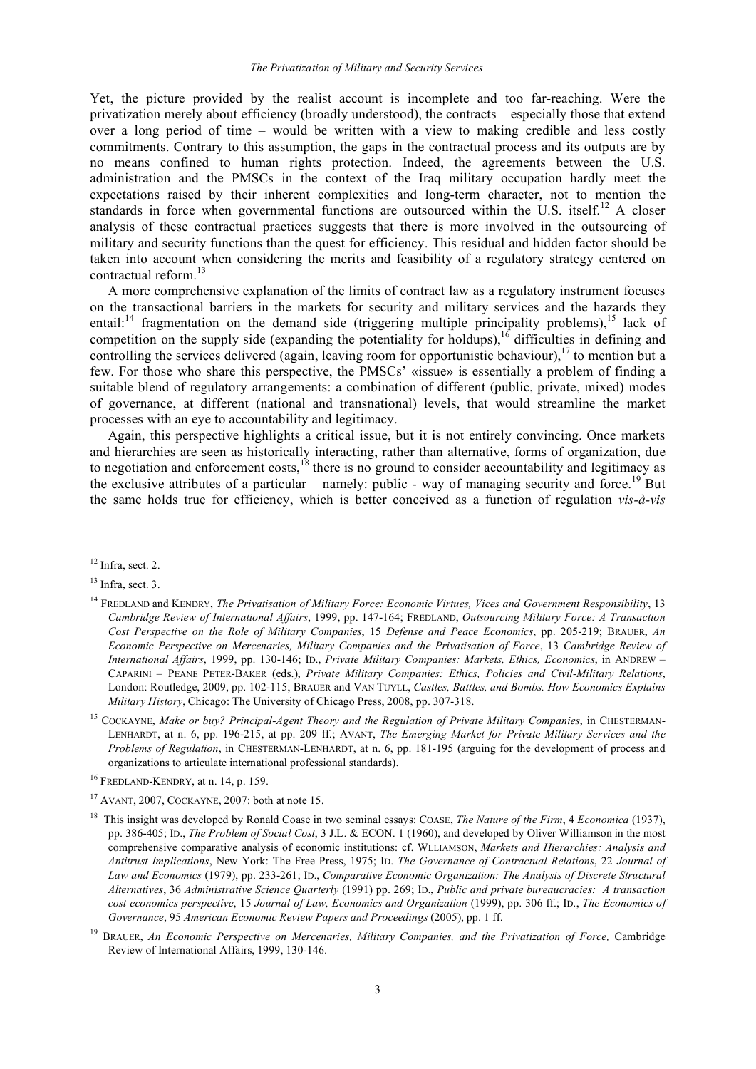Yet, the picture provided by the realist account is incomplete and too far-reaching. Were the privatization merely about efficiency (broadly understood), the contracts – especially those that extend over a long period of time – would be written with a view to making credible and less costly commitments. Contrary to this assumption, the gaps in the contractual process and its outputs are by no means confined to human rights protection. Indeed, the agreements between the U.S. administration and the PMSCs in the context of the Iraq military occupation hardly meet the expectations raised by their inherent complexities and long-term character, not to mention the standards in force when governmental functions are outsourced within the U.S. itself.[12] A closer analysis of these contractual practices suggests that there is more involved in the outsourcing of military and security functions than the quest for efficiency. This residual and hidden factor should be taken into account when considering the merits and feasibility of a regulatory strategy centered on contractual reform.[13]

A more comprehensive explanation of the limits of contract law as a regulatory instrument focuses on the transactional barriers in the markets for security and military services and the hazards they entail:[14] fragmentation on the demand side (triggering multiple principality problems),[15] lack of competition on the supply side (expanding the potentiality for holdups),[16] difficulties in defining and controlling the services delivered (again, leaving room for opportunistic behaviour),[17] to mention but a few. For those who share this perspective, the PMSCs' «issue» is essentially a problem of finding a suitable blend of regulatory arrangements: a combination of different (public, private, mixed) modes of governance, at different (national and transnational) levels, that would streamline the market processes with an eye to accountability and legitimacy.

Again, this perspective highlights a critical issue, but it is not entirely convincing. Once markets and hierarchies are seen as historically interacting, rather than alternative, forms of organization, due to negotiation and enforcement costs,[18] there is no ground to consider accountability and legitimacy as the exclusive attributes of a particular – namely: public - way of managing security and force.[19] But the same holds true for efficiency, which is better conceived as a function of regulation *vis-à-vis*

---

[12] Infra, sect. 2.

[13] Infra, sect. 3.

[14] FREDLAND and KENDRY, *The Privatisation of Military Force: Economic Virtues, Vices and Government Responsibility*, 13 *Cambridge Review of International Affairs*, 1999, pp. 147-164; FREDLAND, *Outsourcing Military Force: A Transaction Cost Perspective on the Role of Military Companies*, 15 *Defense and Peace Economics*, pp. 205-219; BRAUER, *An Economic Perspective on Mercenaries, Military Companies and the Privatisation of Force*, 13 *Cambridge Review of International Affairs*, 1999, pp. 130-146; ID., *Private Military Companies: Markets, Ethics, Economics*, in ANDREW – CAPARINI – PEANE PETER-BAKER (eds.), *Private Military Companies: Ethics, Policies and Civil-Military Relations*, London: Routledge, 2009, pp. 102-115; BRAUER and VAN TUYLL, *Castles, Battles, and Bombs. How Economics Explains Military History*, Chicago: The University of Chicago Press, 2008, pp. 307-318.

[15] COCKAYNE, *Make or buy? Principal-Agent Theory and the Regulation of Private Military Companies*, in CHESTERMAN-LENHARDT, at n. 6, pp. 196-215, at pp. 209 ff.; AVANT, *The Emerging Market for Private Military Services and the Problems of Regulation*, in CHESTERMAN-LENHARDT, at n. 6, pp. 181-195 (arguing for the development of process and organizations to articulate international professional standards).

[16] FREDLAND-KENDRY, at n. 14, p. 159.

[17] AVANT, 2007, COCKAYNE, 2007: both at note 15.

[18] This insight was developed by Ronald Coase in two seminal essays: COASE, *The Nature of the Firm*, 4 *Economica* (1937), pp. 386-405; ID., *The Problem of Social Cost*, 3 J.L. & ECON. 1 (1960), and developed by Oliver Williamson in the most comprehensive comparative analysis of economic institutions: cf. WLLIAMSON, *Markets and Hierarchies: Analysis and Antitrust Implications*, New York: The Free Press, 1975; ID. *The Governance of Contractual Relations*, 22 *Journal of Law and Economics* (1979), pp. 233-261; ID., *Comparative Economic Organization: The Analysis of Discrete Structural Alternatives*, 36 *Administrative Science Quarterly* (1991) pp. 269; ID., *Public and private bureaucracies: A transaction cost economics perspective*, 15 *Journal of Law, Economics and Organization* (1999), pp. 306 ff.; ID., *The Economics of Governance*, 95 *American Economic Review Papers and Proceedings* (2005), pp. 1 ff.

[19] BRAUER, *An Economic Perspective on Mercenaries, Military Companies, and the Privatization of Force,* Cambridge Review of International Affairs, 1999, 130-146.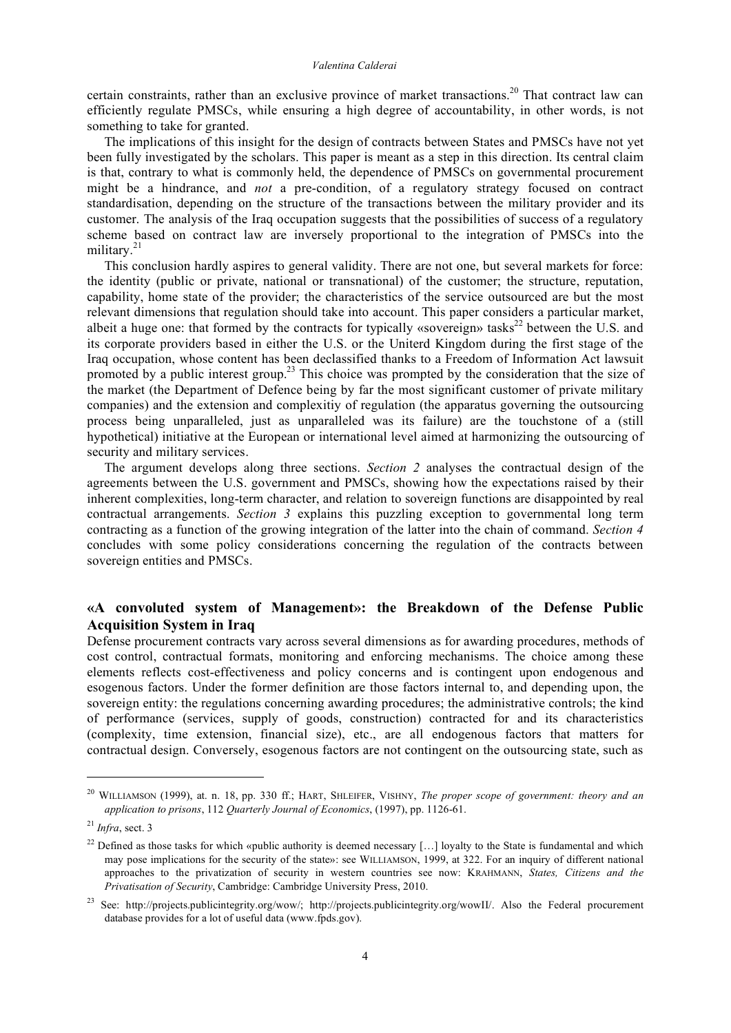certain constraints, rather than an exclusive province of market transactions.[20] That contract law can efficiently regulate PMSCs, while ensuring a high degree of accountability, in other words, is not something to take for granted.

The implications of this insight for the design of contracts between States and PMSCs have not yet been fully investigated by the scholars. This paper is meant as a step in this direction. Its central claim is that, contrary to what is commonly held, the dependence of PMSCs on governmental procurement might be a hindrance, and *not* a pre-condition, of a regulatory strategy focused on contract standardisation, depending on the structure of the transactions between the military provider and its customer. The analysis of the Iraq occupation suggests that the possibilities of success of a regulatory scheme based on contract law are inversely proportional to the integration of PMSCs into the military.[21]

This conclusion hardly aspires to general validity. There are not one, but several markets for force: the identity (public or private, national or transnational) of the customer; the structure, reputation, capability, home state of the provider; the characteristics of the service outsourced are but the most relevant dimensions that regulation should take into account. This paper considers a particular market, albeit a huge one: that formed by the contracts for typically «sovereign» tasks[22] between the U.S. and its corporate providers based in either the U.S. or the Uniterd Kingdom during the first stage of the Iraq occupation, whose content has been declassified thanks to a Freedom of Information Act lawsuit promoted by a public interest group.[23] This choice was prompted by the consideration that the size of the market (the Department of Defence being by far the most significant customer of private military companies) and the extension and complexitiy of regulation (the apparatus governing the outsourcing process being unparalleled, just as unparalleled was its failure) are the touchstone of a (still hypothetical) initiative at the European or international level aimed at harmonizing the outsourcing of security and military services.

The argument develops along three sections. *Section 2* analyses the contractual design of the agreements between the U.S. government and PMSCs, showing how the expectations raised by their inherent complexities, long-term character, and relation to sovereign functions are disappointed by real contractual arrangements. *Section 3* explains this puzzling exception to governmental long term contracting as a function of the growing integration of the latter into the chain of command. *Section 4* concludes with some policy considerations concerning the regulation of the contracts between sovereign entities and PMSCs.

## «A convoluted system of Management»: the Breakdown of the Defense Public Acquisition System in Iraq

Defense procurement contracts vary across several dimensions as for awarding procedures, methods of cost control, contractual formats, monitoring and enforcing mechanisms. The choice among these elements reflects cost-effectiveness and policy concerns and is contingent upon endogenous and esogenous factors. Under the former definition are those factors internal to, and depending upon, the sovereign entity: the regulations concerning awarding procedures; the administrative controls; the kind of performance (services, supply of goods, construction) contracted for and its characteristics (complexity, time extension, financial size), etc., are all endogenous factors that matters for contractual design. Conversely, esogenous factors are not contingent on the outsourcing state, such as

---

[20] WILLIAMSON (1999), at. n. 18, pp. 330 ff.; HART, SHLEIFER, VISHNY, *The proper scope of government: theory and an application to prisons*, 112 *Quarterly Journal of Economics*, (1997), pp. 1126-61.

[21] *Infra*, sect. 3

[22] Defined as those tasks for which «public authority is deemed necessary […] loyalty to the State is fundamental and which may pose implications for the security of the state»: see WILLIAMSON, 1999, at 322. For an inquiry of different national approaches to the privatization of security in western countries see now: KRAHMANN, *States, Citizens and the Privatisation of Security*, Cambridge: Cambridge University Press, 2010.

[23] See: http://projects.publicintegrity.org/wow/; http://projects.publicintegrity.org/wowII/. Also the Federal procurement database provides for a lot of useful data (www.fpds.gov).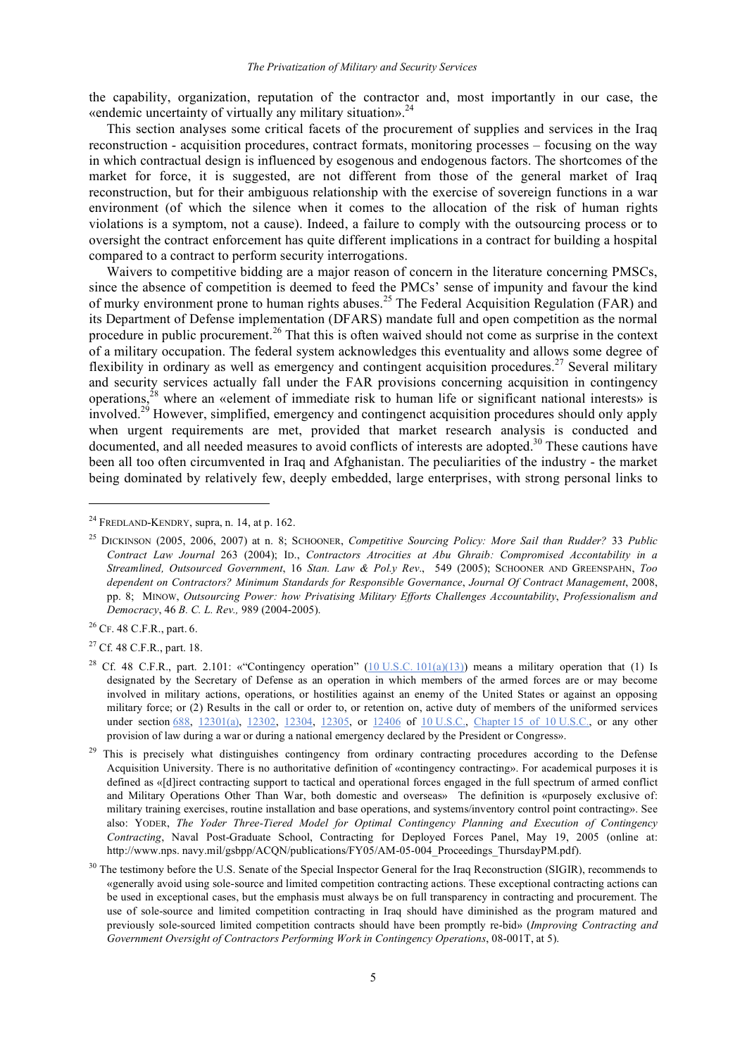the capability, organization, reputation of the contractor and, most importantly in our case, the «endemic uncertainty of virtually any military situation».[24]

This section analyses some critical facets of the procurement of supplies and services in the Iraq reconstruction - acquisition procedures, contract formats, monitoring processes – focusing on the way in which contractual design is influenced by esogenous and endogenous factors. The shortcomes of the market for force, it is suggested, are not different from those of the general market of Iraq reconstruction, but for their ambiguous relationship with the exercise of sovereign functions in a war environment (of which the silence when it comes to the allocation of the risk of human rights violations is a symptom, not a cause). Indeed, a failure to comply with the outsourcing process or to oversight the contract enforcement has quite different implications in a contract for building a hospital compared to a contract to perform security interrogations.

Waivers to competitive bidding are a major reason of concern in the literature concerning PMSCs, since the absence of competition is deemed to feed the PMCs' sense of impunity and favour the kind of murky environment prone to human rights abuses.[25] The Federal Acquisition Regulation (FAR) and its Department of Defense implementation (DFARS) mandate full and open competition as the normal procedure in public procurement.[26] That this is often waived should not come as surprise in the context of a military occupation. The federal system acknowledges this eventuality and allows some degree of flexibility in ordinary as well as emergency and contingent acquisition procedures.[27] Several military and security services actually fall under the FAR provisions concerning acquisition in contingency operations,[28] where an «element of immediate risk to human life or significant national interests» is involved.[29] However, simplified, emergency and contingenct acquisition procedures should only apply when urgent requirements are met, provided that market research analysis is conducted and documented, and all needed measures to avoid conflicts of interests are adopted.[30] These cautions have been all too often circumvented in Iraq and Afghanistan. The peculiarities of the industry - the market being dominated by relatively few, deeply embedded, large enterprises, with strong personal links to

---

[24] FREDLAND-KENDRY, supra, n. 14, at p. 162.

[25] DICKINSON (2005, 2006, 2007) at n. 8; SCHOONER, *Competitive Sourcing Policy: More Sail than Rudder?* 33 *Public Contract Law Journal* 263 (2004); ID., *Contractors Atrocities at Abu Ghraib: Compromised Accontability in a Streamlined, Outsourced Government*, 16 *Stan. Law & Pol.y Rev*., 549 (2005); SCHOONER AND GREENSPAHN, *Too dependent on Contractors? Minimum Standards for Responsible Governance*, *Journal Of Contract Management*, 2008, pp. 8; MINOW, *Outsourcing Power: how Privatising Military Efforts Challenges Accountability*, *Professionalism and Democracy*, 46 *B. C. L. Rev.,* 989 (2004-2005).

[26] CF. 48 C.F.R., part. 6.

[27] Cf. 48 C.F.R., part. 18.

[28] Cf. 48 C.F.R., part. 2.101: «"Contingency operation" (10 U.S.C. 101(a)(13)) means a military operation that (1) Is designated by the Secretary of Defense as an operation in which members of the armed forces are or may become involved in military actions, operations, or hostilities against an enemy of the United States or against an opposing military force; or (2) Results in the call or order to, or retention on, active duty of members of the uniformed services under section 688, 12301(a), 12302, 12304, 12305, or 12406 of 10 U.S.C., Chapter 15 of 10 U.S.C., or any other provision of law during a war or during a national emergency declared by the President or Congress».

[29] This is precisely what distinguishes contingency from ordinary contracting procedures according to the Defense Acquisition University. There is no authoritative definition of «contingency contracting». For academical purposes it is defined as «[d]irect contracting support to tactical and operational forces engaged in the full spectrum of armed conflict and Military Operations Other Than War, both domestic and overseas» The definition is «purposely exclusive of: military training exercises, routine installation and base operations, and systems/inventory control point contracting». See also: YODER, *The Yoder Three-Tiered Model for Optimal Contingency Planning and Execution of Contingency Contracting*, Naval Post-Graduate School, Contracting for Deployed Forces Panel, May 19, 2005 (online at: http://www.nps. navy.mil/gsbpp/ACQN/publications/FY05/AM-05-004_Proceedings_ThursdayPM.pdf).

[30] The testimony before the U.S. Senate of the Special Inspector General for the Iraq Reconstruction (SIGIR), recommends to «generally avoid using sole-source and limited competition contracting actions. These exceptional contracting actions can be used in exceptional cases, but the emphasis must always be on full transparency in contracting and procurement. The use of sole-source and limited competition contracting in Iraq should have diminished as the program matured and previously sole-sourced limited competition contracts should have been promptly re-bid» (*Improving Contracting and Government Oversight of Contractors Performing Work in Contingency Operations*, 08-001T, at 5).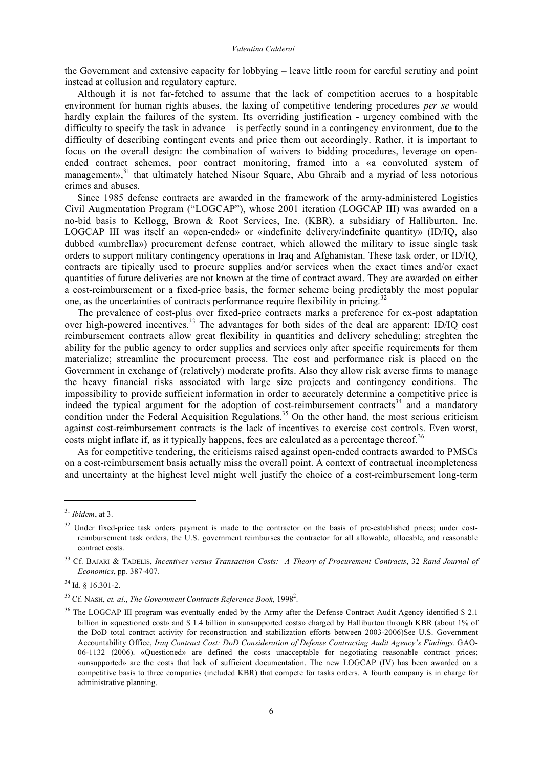the Government and extensive capacity for lobbying – leave little room for careful scrutiny and point instead at collusion and regulatory capture.

Although it is not far-fetched to assume that the lack of competition accrues to a hospitable environment for human rights abuses, the laxing of competitive tendering procedures *per se* would hardly explain the failures of the system. Its overriding justification - urgency combined with the difficulty to specify the task in advance – is perfectly sound in a contingency environment, due to the difficulty of describing contingent events and price them out accordingly. Rather, it is important to focus on the overall design: the combination of waivers to bidding procedures, leverage on open-ended contract schemes, poor contract monitoring, framed into a «a convoluted system of management»,[31] that ultimately hatched Nisour Square, Abu Ghraib and a myriad of less notorious crimes and abuses.

Since 1985 defense contracts are awarded in the framework of the army-administered Logistics Civil Augmentation Program ("LOGCAP"), whose 2001 iteration (LOGCAP III) was awarded on a no-bid basis to Kellogg, Brown & Root Services, Inc. (KBR), a subsidiary of Halliburton, Inc. LOGCAP III was itself an «open-ended» or «indefinite delivery/indefinite quantity» (ID/IQ, also dubbed «umbrella») procurement defense contract, which allowed the military to issue single task orders to support military contingency operations in Iraq and Afghanistan. These task order, or ID/IQ, contracts are tipically used to procure supplies and/or services when the exact times and/or exact quantities of future deliveries are not known at the time of contract award. They are awarded on either a cost-reimbursement or a fixed-price basis, the former scheme being predictably the most popular one, as the uncertainties of contracts performance require flexibility in pricing.[32]

The prevalence of cost-plus over fixed-price contracts marks a preference for ex-post adaptation over high-powered incentives.[33] The advantages for both sides of the deal are apparent: ID/IQ cost reimbursement contracts allow great flexibility in quantities and delivery scheduling; streghten the ability for the public agency to order supplies and services only after specific requirements for them materialize; streamline the procurement process. The cost and performance risk is placed on the Government in exchange of (relatively) moderate profits. Also they allow risk averse firms to manage the heavy financial risks associated with large size projects and contingency conditions. The impossibility to provide sufficient information in order to accurately determine a competitive price is indeed the typical argument for the adoption of cost-reimbursement contracts[34] and a mandatory condition under the Federal Acquisition Regulations.[35] On the other hand, the most serious criticism against cost-reimbursement contracts is the lack of incentives to exercise cost controls. Even worst, costs might inflate if, as it typically happens, fees are calculated as a percentage thereof.[36]

As for competitive tendering, the criticisms raised against open-ended contracts awarded to PMSCs on a cost-reimbursement basis actually miss the overall point. A context of contractual incompleteness and uncertainty at the highest level might well justify the choice of a cost-reimbursement long-term

---

[31] *Ibidem*, at 3.

[32] Under fixed-price task orders payment is made to the contractor on the basis of pre-established prices; under cost-reimbursement task orders, the U.S. government reimburses the contractor for all allowable, allocable, and reasonable contract costs.

[33] Cf. BAJARI & TADELIS, *Incentives versus Transaction Costs: A Theory of Procurement Contracts*, 32 *Rand Journal of Economics*, pp. 387-407.

[34] Id. § 16.301-2.

[35] Cf. NASH, *et. al.*, *The Government Contracts Reference Book*, 1998$^2$.

[36] The LOGCAP III program was eventually ended by the Army after the Defense Contract Audit Agency identified $ 2.1 billion in «questioned cost» and $ 1.4 billion in «unsupported costs» charged by Halliburton through KBR (about 1% of the DoD total contract activity for reconstruction and stabilization efforts between 2003-2006)See U.S. Government Accountability Office, *Iraq Contract Cost: DoD Consideration of Defense Contracting Audit Agency's Findings.* GAO-06-1132 (2006). «Questioned» are defined the costs unacceptable for negotiating reasonable contract prices; «unsupported» are the costs that lack of sufficient documentation. The new LOGCAP (IV) has been awarded on a competitive basis to three companies (included KBR) that compete for tasks orders. A fourth company is in charge for administrative planning.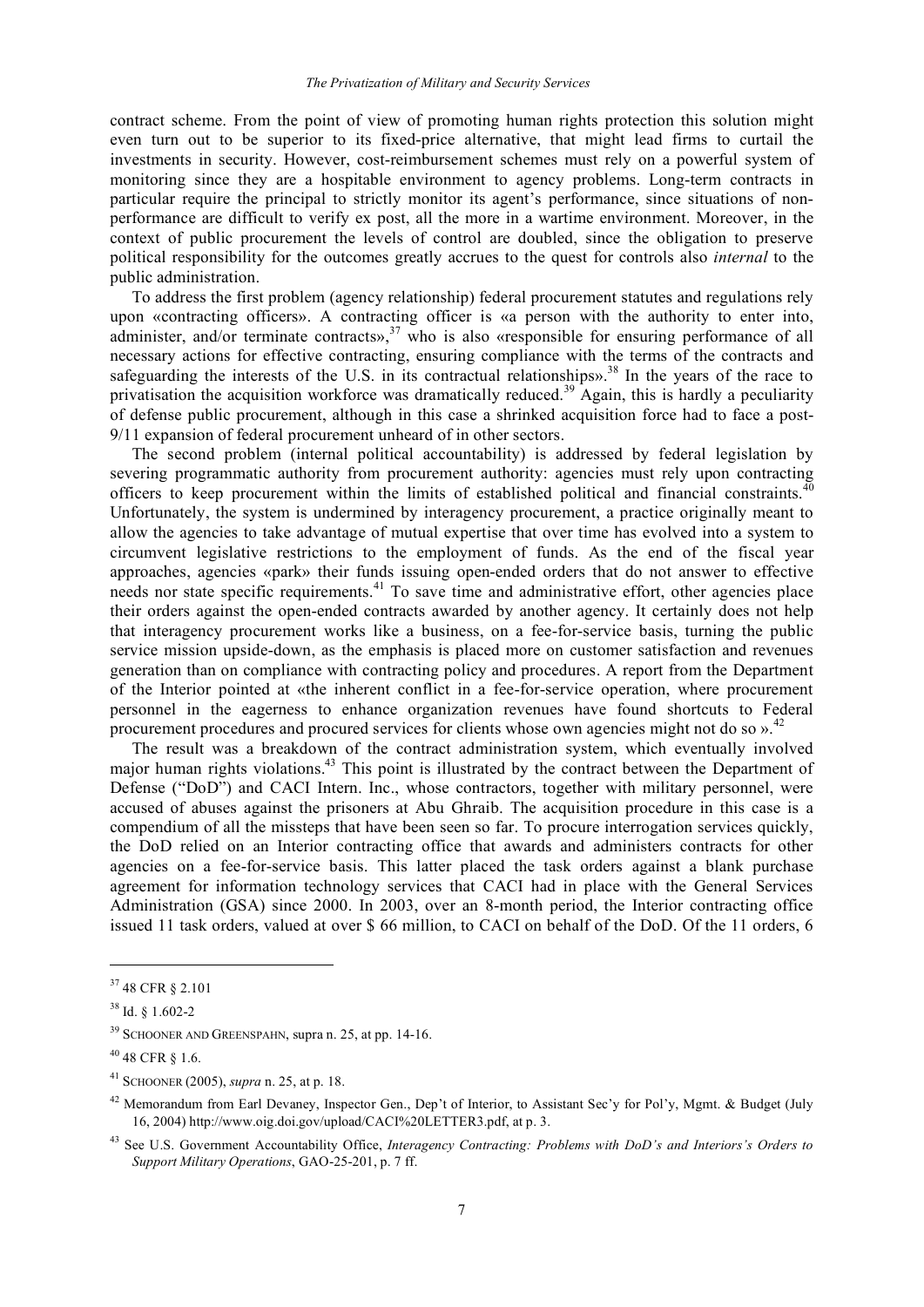contract scheme. From the point of view of promoting human rights protection this solution might even turn out to be superior to its fixed-price alternative, that might lead firms to curtail the investments in security. However, cost-reimbursement schemes must rely on a powerful system of monitoring since they are a hospitable environment to agency problems. Long-term contracts in particular require the principal to strictly monitor its agent's performance, since situations of non-performance are difficult to verify ex post, all the more in a wartime environment. Moreover, in the context of public procurement the levels of control are doubled, since the obligation to preserve political responsibility for the outcomes greatly accrues to the quest for controls also *internal* to the public administration.

To address the first problem (agency relationship) federal procurement statutes and regulations rely upon «contracting officers». A contracting officer is «a person with the authority to enter into, administer, and/or terminate contracts»,[37] who is also «responsible for ensuring performance of all necessary actions for effective contracting, ensuring compliance with the terms of the contracts and safeguarding the interests of the U.S. in its contractual relationships».[38] In the years of the race to privatisation the acquisition workforce was dramatically reduced.[39] Again, this is hardly a peculiarity of defense public procurement, although in this case a shrinked acquisition force had to face a post-9/11 expansion of federal procurement unheard of in other sectors.

The second problem (internal political accountability) is addressed by federal legislation by severing programmatic authority from procurement authority: agencies must rely upon contracting officers to keep procurement within the limits of established political and financial constraints.[40] Unfortunately, the system is undermined by interagency procurement, a practice originally meant to allow the agencies to take advantage of mutual expertise that over time has evolved into a system to circumvent legislative restrictions to the employment of funds. As the end of the fiscal year approaches, agencies «park» their funds issuing open-ended orders that do not answer to effective needs nor state specific requirements.[41] To save time and administrative effort, other agencies place their orders against the open-ended contracts awarded by another agency. It certainly does not help that interagency procurement works like a business, on a fee-for-service basis, turning the public service mission upside-down, as the emphasis is placed more on customer satisfaction and revenues generation than on compliance with contracting policy and procedures. A report from the Department of the Interior pointed at «the inherent conflict in a fee-for-service operation, where procurement personnel in the eagerness to enhance organization revenues have found shortcuts to Federal procurement procedures and procured services for clients whose own agencies might not do so ».[42]

The result was a breakdown of the contract administration system, which eventually involved major human rights violations.[43] This point is illustrated by the contract between the Department of Defense ("DoD") and CACI Intern. Inc., whose contractors, together with military personnel, were accused of abuses against the prisoners at Abu Ghraib. The acquisition procedure in this case is a compendium of all the missteps that have been seen so far. To procure interrogation services quickly, the DoD relied on an Interior contracting office that awards and administers contracts for other agencies on a fee-for-service basis. This latter placed the task orders against a blank purchase agreement for information technology services that CACI had in place with the General Services Administration (GSA) since 2000. In 2003, over an 8-month period, the Interior contracting office issued 11 task orders, valued at over $ 66 million, to CACI on behalf of the DoD. Of the 11 orders, 6

---

[37] 48 CFR § 2.101

[38] Id. § 1.602-2

[39] SCHOONER AND GREENSPAHN, supra n. 25, at pp. 14-16.

[40] 48 CFR § 1.6.

[41] SCHOONER (2005), *supra* n. 25, at p. 18.

[42] Memorandum from Earl Devaney, Inspector Gen., Dep't of Interior, to Assistant Sec'y for Pol'y, Mgmt. & Budget (July 16, 2004) http://www.oig.doi.gov/upload/CACI%20LETTER3.pdf, at p. 3.

[43] See U.S. Government Accountability Office, *Interagency Contracting: Problems with DoD's and Interiors's Orders to Support Military Operations*, GAO-25-201, p. 7 ff.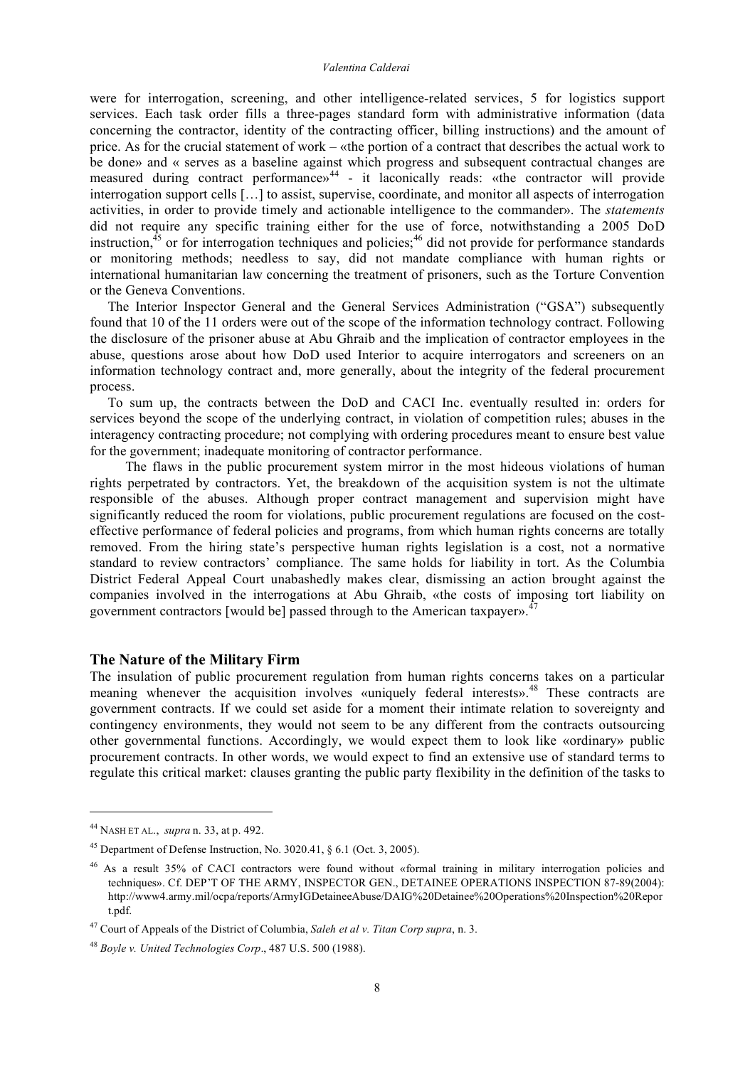were for interrogation, screening, and other intelligence-related services, 5 for logistics support services. Each task order fills a three-pages standard form with administrative information (data concerning the contractor, identity of the contracting officer, billing instructions) and the amount of price. As for the crucial statement of work – «the portion of a contract that describes the actual work to be done» and « serves as a baseline against which progress and subsequent contractual changes are measured during contract performance»[44] - it laconically reads: «the contractor will provide interrogation support cells […] to assist, supervise, coordinate, and monitor all aspects of interrogation activities, in order to provide timely and actionable intelligence to the commander». The *statements* did not require any specific training either for the use of force, notwithstanding a 2005 DoD instruction,[45] or for interrogation techniques and policies;[46] did not provide for performance standards or monitoring methods; needless to say, did not mandate compliance with human rights or international humanitarian law concerning the treatment of prisoners, such as the Torture Convention or the Geneva Conventions.

The Interior Inspector General and the General Services Administration ("GSA") subsequently found that 10 of the 11 orders were out of the scope of the information technology contract. Following the disclosure of the prisoner abuse at Abu Ghraib and the implication of contractor employees in the abuse, questions arose about how DoD used Interior to acquire interrogators and screeners on an information technology contract and, more generally, about the integrity of the federal procurement process.

To sum up, the contracts between the DoD and CACI Inc. eventually resulted in: orders for services beyond the scope of the underlying contract, in violation of competition rules; abuses in the interagency contracting procedure; not complying with ordering procedures meant to ensure best value for the government; inadequate monitoring of contractor performance.

The flaws in the public procurement system mirror in the most hideous violations of human rights perpetrated by contractors. Yet, the breakdown of the acquisition system is not the ultimate responsible of the abuses. Although proper contract management and supervision might have significantly reduced the room for violations, public procurement regulations are focused on the cost-effective performance of federal policies and programs, from which human rights concerns are totally removed. From the hiring state's perspective human rights legislation is a cost, not a normative standard to review contractors' compliance. The same holds for liability in tort. As the Columbia District Federal Appeal Court unabashedly makes clear, dismissing an action brought against the companies involved in the interrogations at Abu Ghraib, «the costs of imposing tort liability on government contractors [would be] passed through to the American taxpayer».[47]

## The Nature of the Military Firm

The insulation of public procurement regulation from human rights concerns takes on a particular meaning whenever the acquisition involves «uniquely federal interests».[48] These contracts are government contracts. If we could set aside for a moment their intimate relation to sovereignty and contingency environments, they would not seem to be any different from the contracts outsourcing other governmental functions. Accordingly, we would expect them to look like «ordinary» public procurement contracts. In other words, we would expect to find an extensive use of standard terms to regulate this critical market: clauses granting the public party flexibility in the definition of the tasks to

---

[44] NASH ET AL., *supra* n. 33, at p. 492.

[45] Department of Defense Instruction, No. 3020.41, § 6.1 (Oct. 3, 2005).

[46] As a result 35% of CACI contractors were found without «formal training in military interrogation policies and techniques». Cf. DEP'T OF THE ARMY, INSPECTOR GEN., DETAINEE OPERATIONS INSPECTION 87-89(2004): http://www4.army.mil/ocpa/reports/ArmyIGDetaineeAbuse/DAIG%20Detainee%20Operations%20Inspection%20Report.pdf.

[47] Court of Appeals of the District of Columbia, *Saleh et al v. Titan Corp supra*, n. 3.

[48] *Boyle v. United Technologies Corp*., 487 U.S. 500 (1988).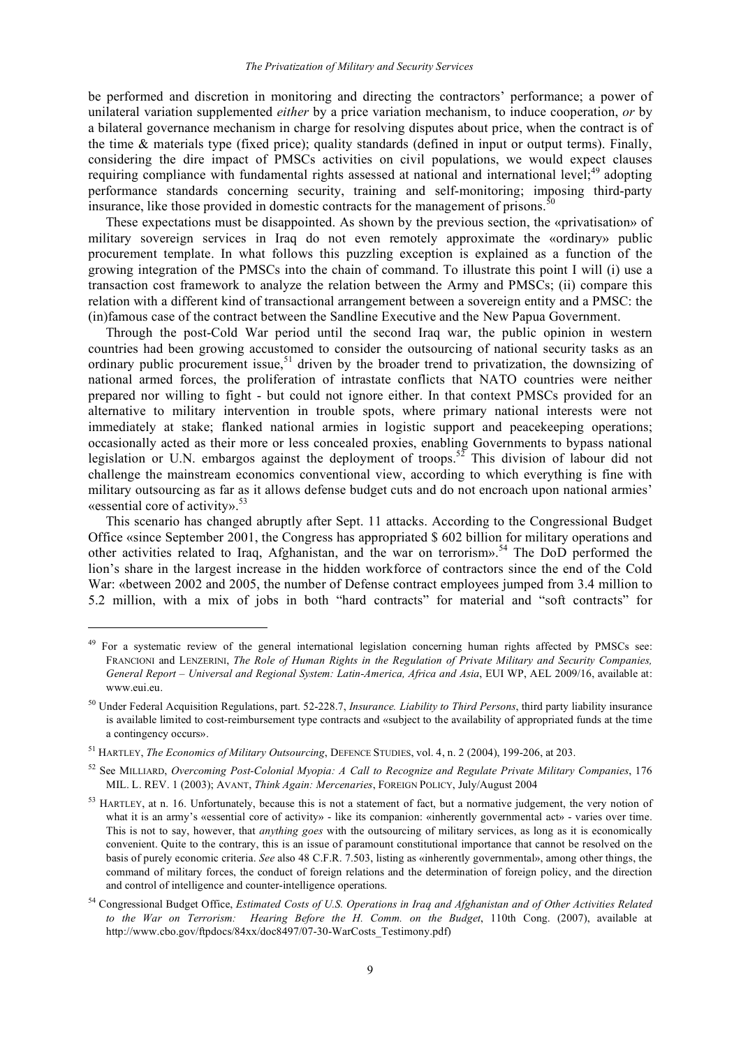be performed and discretion in monitoring and directing the contractors' performance; a power of unilateral variation supplemented *either* by a price variation mechanism, to induce cooperation, *or* by a bilateral governance mechanism in charge for resolving disputes about price, when the contract is of the time & materials type (fixed price); quality standards (defined in input or output terms). Finally, considering the dire impact of PMSCs activities on civil populations, we would expect clauses requiring compliance with fundamental rights assessed at national and international level;[49] adopting performance standards concerning security, training and self-monitoring; imposing third-party insurance, like those provided in domestic contracts for the management of prisons.[50]

These expectations must be disappointed. As shown by the previous section, the «privatisation» of military sovereign services in Iraq do not even remotely approximate the «ordinary» public procurement template. In what follows this puzzling exception is explained as a function of the growing integration of the PMSCs into the chain of command. To illustrate this point I will (i) use a transaction cost framework to analyze the relation between the Army and PMSCs; (ii) compare this relation with a different kind of transactional arrangement between a sovereign entity and a PMSC: the (in)famous case of the contract between the Sandline Executive and the New Papua Government.

Through the post-Cold War period until the second Iraq war, the public opinion in western countries had been growing accustomed to consider the outsourcing of national security tasks as an ordinary public procurement issue,[51] driven by the broader trend to privatization, the downsizing of national armed forces, the proliferation of intrastate conflicts that NATO countries were neither prepared nor willing to fight - but could not ignore either. In that context PMSCs provided for an alternative to military intervention in trouble spots, where primary national interests were not immediately at stake; flanked national armies in logistic support and peacekeeping operations; occasionally acted as their more or less concealed proxies, enabling Governments to bypass national legislation or U.N. embargos against the deployment of troops.[52] This division of labour did not challenge the mainstream economics conventional view, according to which everything is fine with military outsourcing as far as it allows defense budget cuts and do not encroach upon national armies' «essential core of activity».[53]

This scenario has changed abruptly after Sept. 11 attacks. According to the Congressional Budget Office «since September 2001, the Congress has appropriated $ 602 billion for military operations and other activities related to Iraq, Afghanistan, and the war on terrorism».[54] The DoD performed the lion's share in the largest increase in the hidden workforce of contractors since the end of the Cold War: «between 2002 and 2005, the number of Defense contract employees jumped from 3.4 million to 5.2 million, with a mix of jobs in both "hard contracts" for material and "soft contracts" for

---

[49] For a systematic review of the general international legislation concerning human rights affected by PMSCs see: FRANCIONI and LENZERINI, *The Role of Human Rights in the Regulation of Private Military and Security Companies, General Report – Universal and Regional System: Latin-America, Africa and Asia*, EUI WP, AEL 2009/16, available at: www.eui.eu.

[50] Under Federal Acquisition Regulations, part. 52-228.7, *Insurance. Liability to Third Persons*, third party liability insurance is available limited to cost-reimbursement type contracts and «subject to the availability of appropriated funds at the time a contingency occurs».

[51] HARTLEY, *The Economics of Military Outsourcing*, DEFENCE STUDIES, vol. 4, n. 2 (2004), 199-206, at 203.

[52] See MILLIARD, *Overcoming Post-Colonial Myopia: A Call to Recognize and Regulate Private Military Companies*, 176 MIL. L. REV. 1 (2003); AVANT, *Think Again: Mercenaries*, FOREIGN POLICY, July/August 2004

[53] HARTLEY, at n. 16. Unfortunately, because this is not a statement of fact, but a normative judgement, the very notion of what it is an army's «essential core of activity» - like its companion: «inherently governmental act» - varies over time. This is not to say, however, that *anything goes* with the outsourcing of military services, as long as it is economically convenient. Quite to the contrary, this is an issue of paramount constitutional importance that cannot be resolved on the basis of purely economic criteria. *See* also 48 C.F.R. 7.503, listing as «inherently governmental», among other things, the command of military forces, the conduct of foreign relations and the determination of foreign policy, and the direction and control of intelligence and counter-intelligence operations.

[54] Congressional Budget Office, *Estimated Costs of U.S. Operations in Iraq and Afghanistan and of Other Activities Related to the War on Terrorism: Hearing Before the H. Comm. on the Budget*, 110th Cong. (2007), available at http://www.cbo.gov/ftpdocs/84xx/doc8497/07-30-WarCosts_Testimony.pdf)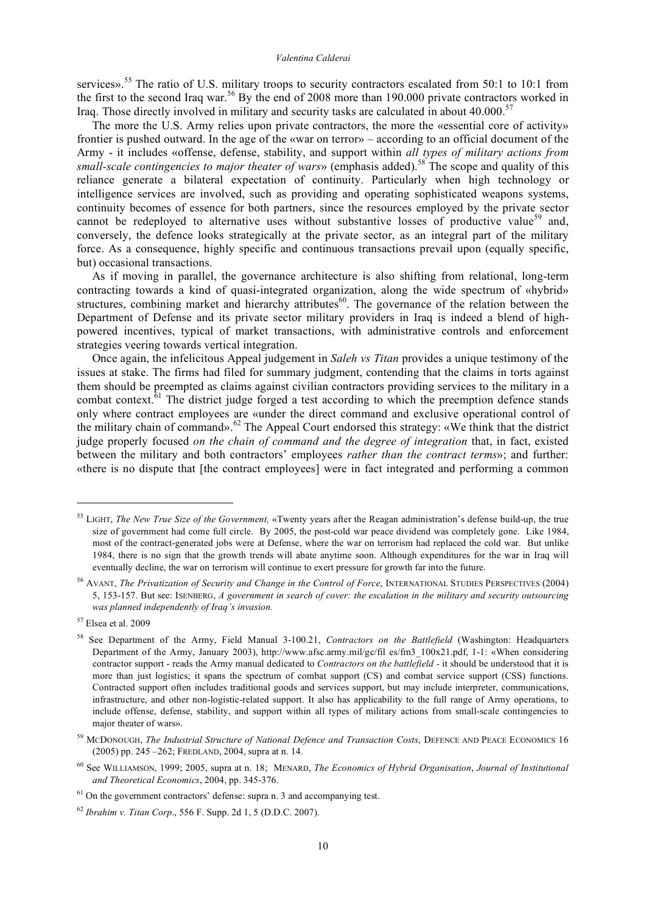services».[55] The ratio of U.S. military troops to security contractors escalated from 50:1 to 10:1 from the first to the second Iraq war.[56] By the end of 2008 more than 190.000 private contractors worked in Iraq. Those directly involved in military and security tasks are calculated in about 40.000.[57]

The more the U.S. Army relies upon private contractors, the more the «essential core of activity» frontier is pushed outward. In the age of the «war on terror» – according to an official document of the Army - it includes «offense, defense, stability, and support within *all types of military actions from small-scale contingencies to major theater of wars*» (emphasis added).[58] The scope and quality of this reliance generate a bilateral expectation of continuity. Particularly when high technology or intelligence services are involved, such as providing and operating sophisticated weapons systems, continuity becomes of essence for both partners, since the resources employed by the private sector cannot be redeployed to alternative uses without substantive losses of productive value[59] and, conversely, the defence looks strategically at the private sector, as an integral part of the military force. As a consequence, highly specific and continuous transactions prevail upon (equally specific, but) occasional transactions.

As if moving in parallel, the governance architecture is also shifting from relational, long-term contracting towards a kind of quasi-integrated organization, along the wide spectrum of «hybrid» structures, combining market and hierarchy attributes[60]. The governance of the relation between the Department of Defense and its private sector military providers in Iraq is indeed a blend of high-powered incentives, typical of market transactions, with administrative controls and enforcement strategies veering towards vertical integration.

Once again, the infelicitous Appeal judgement in *Saleh vs Titan* provides a unique testimony of the issues at stake. The firms had filed for summary judgment, contending that the claims in torts against them should be preempted as claims against civilian contractors providing services to the military in a combat context.[61] The district judge forged a test according to which the preemption defence stands only where contract employees are «under the direct command and exclusive operational control of the military chain of command».[62] The Appeal Court endorsed this strategy: «We think that the district judge properly focused *on the chain of command and the degree of integration* that, in fact, existed between the military and both contractors' employees *rather than the contract terms*»; and further: «there is no dispute that [the contract employees] were in fact integrated and performing a common

---

[55] LIGHT, *The New True Size of the Government,* «Twenty years after the Reagan administration's defense build-up, the true size of government had come full circle. By 2005, the post-cold war peace dividend was completely gone. Like 1984, most of the contract-generated jobs were at Defense, where the war on terrorism had replaced the cold war. But unlike 1984, there is no sign that the growth trends will abate anytime soon. Although expenditures for the war in Iraq will eventually decline, the war on terrorism will continue to exert pressure for growth far into the future.

[56] AVANT, *The Privatization of Security and Change in the Control of Force*, INTERNATIONAL STUDIES PERSPECTIVES (2004) 5, 153-157. But see: ISENBERG, *A government in search of cover: the escalation in the military and security outsourcing was planned independently of Iraq's invasion.*

[57] Elsea et al. 2009

[58] See Department of the Army, Field Manual 3-100.21, *Contractors on the Battlefield* (Washington: Headquarters Department of the Army, January 2003), http://www.afsc.army.mil/gc/fil es/fm3_100x21.pdf, 1-1: «When considering contractor support - reads the Army manual dedicated to *Contractors on the battlefield* - it should be understood that it is more than just logistics; it spans the spectrum of combat support (CS) and combat service support (CSS) functions. Contracted support often includes traditional goods and services support, but may include interpreter, communications, infrastructure, and other non-logistic-related support. It also has applicability to the full range of Army operations, to include offense, defense, stability, and support within all types of military actions from small-scale contingencies to major theater of wars».

[59] MCDONOUGH, *The Industrial Structure of National Defence and Transaction Costs*, DEFENCE AND PEACE ECONOMICS 16 (2005) pp. 245 –262; FREDLAND, 2004, supra at n. 14.

[60] See WILLIAMSON, 1999; 2005, supra at n. 18; MENARD, *The Economics of Hybrid Organisation*, *Journal of Institutional and Theoretical Economics*, 2004, pp. 345-376.

[61] On the government contractors' defense: supra n. 3 and accompanying test.

[62] *Ibrahim v. Titan Corp*., 556 F. Supp. 2d 1, 5 (D.D.C. 2007).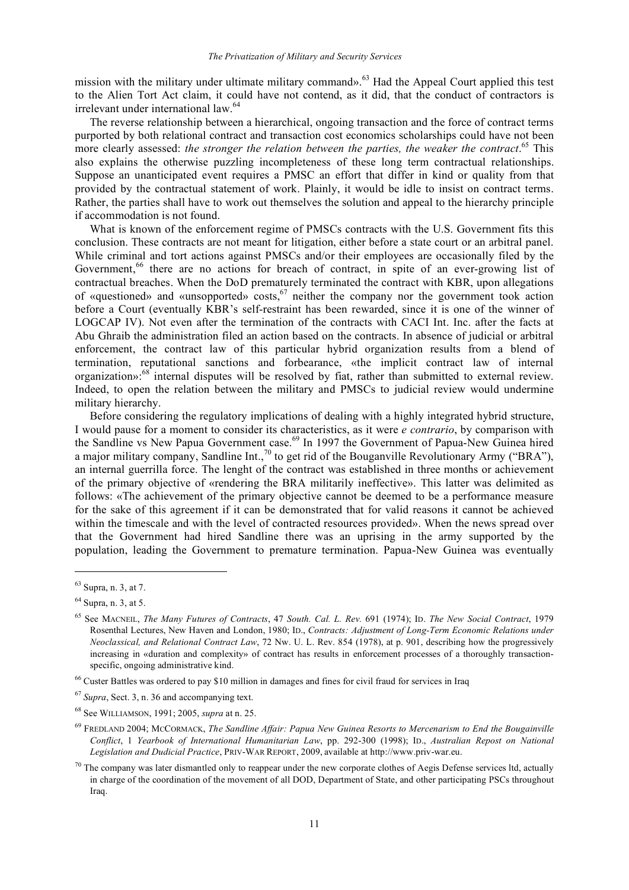mission with the military under ultimate military command».[63] Had the Appeal Court applied this test to the Alien Tort Act claim, it could have not contend, as it did, that the conduct of contractors is irrelevant under international law.[64]

The reverse relationship between a hierarchical, ongoing transaction and the force of contract terms purported by both relational contract and transaction cost economics scholarships could have not been more clearly assessed: *the stronger the relation between the parties, the weaker the contract*.[65] This also explains the otherwise puzzling incompleteness of these long term contractual relationships. Suppose an unanticipated event requires a PMSC an effort that differ in kind or quality from that provided by the contractual statement of work. Plainly, it would be idle to insist on contract terms. Rather, the parties shall have to work out themselves the solution and appeal to the hierarchy principle if accommodation is not found.

What is known of the enforcement regime of PMSCs contracts with the U.S. Government fits this conclusion. These contracts are not meant for litigation, either before a state court or an arbitral panel. While criminal and tort actions against PMSCs and/or their employees are occasionally filed by the Government,[66] there are no actions for breach of contract, in spite of an ever-growing list of contractual breaches. When the DoD prematurely terminated the contract with KBR, upon allegations of «questioned» and «unsopported» costs,[67] neither the company nor the government took action before a Court (eventually KBR's self-restraint has been rewarded, since it is one of the winner of LOGCAP IV). Not even after the termination of the contracts with CACI Int. Inc. after the facts at Abu Ghraib the administration filed an action based on the contracts. In absence of judicial or arbitral enforcement, the contract law of this particular hybrid organization results from a blend of termination, reputational sanctions and forbearance, «the implicit contract law of internal organization»:[68] internal disputes will be resolved by fiat, rather than submitted to external review. Indeed, to open the relation between the military and PMSCs to judicial review would undermine military hierarchy.

Before considering the regulatory implications of dealing with a highly integrated hybrid structure, I would pause for a moment to consider its characteristics, as it were *e contrario*, by comparison with the Sandline vs New Papua Government case.[69] In 1997 the Government of Papua-New Guinea hired a major military company, Sandline Int.,[70] to get rid of the Bouganville Revolutionary Army ("BRA"), an internal guerrilla force. The lenght of the contract was established in three months or achievement of the primary objective of «rendering the BRA militarily ineffective». This latter was delimited as follows: «The achievement of the primary objective cannot be deemed to be a performance measure for the sake of this agreement if it can be demonstrated that for valid reasons it cannot be achieved within the timescale and with the level of contracted resources provided». When the news spread over that the Government had hired Sandline there was an uprising in the army supported by the population, leading the Government to premature termination. Papua-New Guinea was eventually

---

[63] Supra, n. 3, at 7.

[64] Supra, n. 3, at 5.

[65] See MACNEIL, *The Many Futures of Contracts*, 47 *South. Cal. L. Rev.* 691 (1974); ID. *The New Social Contract*, 1979 Rosenthal Lectures, New Haven and London, 1980; ID., *Contracts: Adjustment of Long-Term Economic Relations under Neoclassical, and Relational Contract Law*, 72 Nw. U. L. Rev. 854 (1978), at p. 901, describing how the progressively increasing in «duration and complexity» of contract has results in enforcement processes of a thoroughly transaction-specific, ongoing administrative kind.

[66] Custer Battles was ordered to pay $10 million in damages and fines for civil fraud for services in Iraq

[67] *Supra*, Sect. 3, n. 36 and accompanying text.

[68] See WILLIAMSON, 1991; 2005, *supra* at n. 25.

[69] FREDLAND 2004; MCCORMACK, *The Sandline Affair: Papua New Guinea Resorts to Mercenarism to End the Bougainville Conflict*, 1 *Yearbook of International Humanitarian Law*, pp. 292-300 (1998); ID., *Australian Repost on National Legislation and Dudicial Practice*, PRIV-WAR REPORT, 2009, available at http://www.priv-war.eu.

[70] The company was later dismantled only to reappear under the new corporate clothes of Aegis Defense services ltd, actually in charge of the coordination of the movement of all DOD, Department of State, and other participating PSCs throughout Iraq.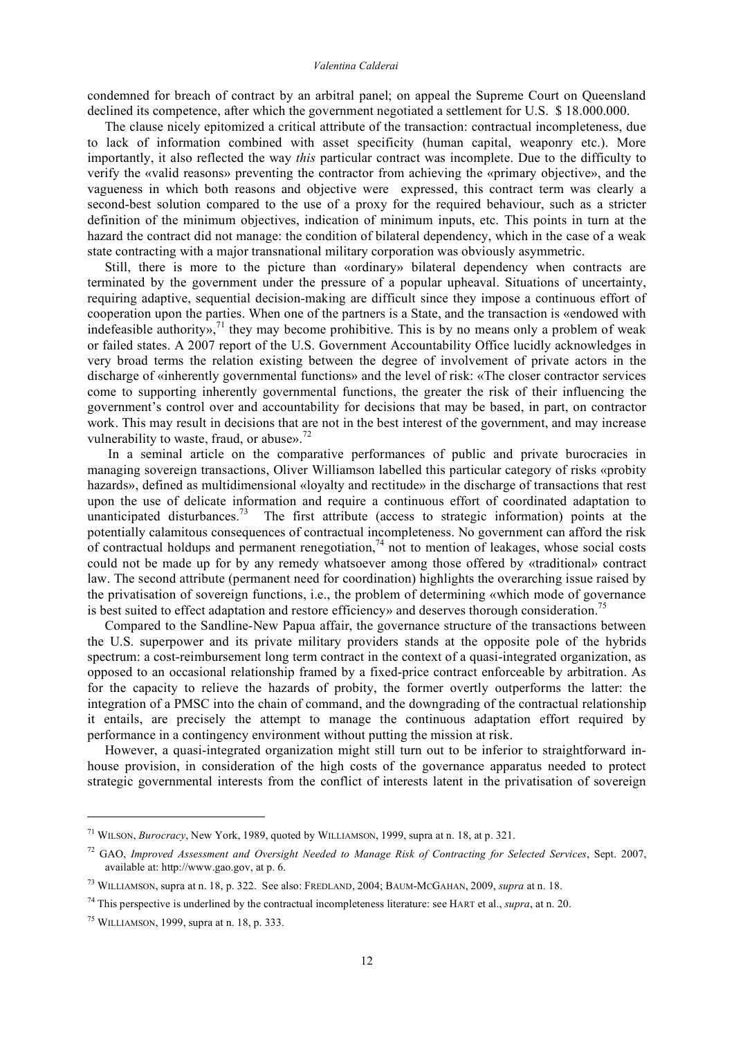condemned for breach of contract by an arbitral panel; on appeal the Supreme Court on Queensland declined its competence, after which the government negotiated a settlement for U.S. $ 18.000.000.

The clause nicely epitomized a critical attribute of the transaction: contractual incompleteness, due to lack of information combined with asset specificity (human capital, weaponry etc.). More importantly, it also reflected the way *this* particular contract was incomplete. Due to the difficulty to verify the «valid reasons» preventing the contractor from achieving the «primary objective», and the vagueness in which both reasons and objective were expressed, this contract term was clearly a second-best solution compared to the use of a proxy for the required behaviour, such as a stricter definition of the minimum objectives, indication of minimum inputs, etc. This points in turn at the hazard the contract did not manage: the condition of bilateral dependency, which in the case of a weak state contracting with a major transnational military corporation was obviously asymmetric.

Still, there is more to the picture than «ordinary» bilateral dependency when contracts are terminated by the government under the pressure of a popular upheaval. Situations of uncertainty, requiring adaptive, sequential decision-making are difficult since they impose a continuous effort of cooperation upon the parties. When one of the partners is a State, and the transaction is «endowed with indefeasible authority»,[71] they may become prohibitive. This is by no means only a problem of weak or failed states. A 2007 report of the U.S. Government Accountability Office lucidly acknowledges in very broad terms the relation existing between the degree of involvement of private actors in the discharge of «inherently governmental functions» and the level of risk: «The closer contractor services come to supporting inherently governmental functions, the greater the risk of their influencing the government's control over and accountability for decisions that may be based, in part, on contractor work. This may result in decisions that are not in the best interest of the government, and may increase vulnerability to waste, fraud, or abuse».[72]

In a seminal article on the comparative performances of public and private burocracies in managing sovereign transactions, Oliver Williamson labelled this particular category of risks «probity hazards», defined as multidimensional «loyalty and rectitude» in the discharge of transactions that rest upon the use of delicate information and require a continuous effort of coordinated adaptation to unanticipated disturbances.[73] The first attribute (access to strategic information) points at the potentially calamitous consequences of contractual incompleteness. No government can afford the risk of contractual holdups and permanent renegotiation,[74] not to mention of leakages, whose social costs could not be made up for by any remedy whatsoever among those offered by «traditional» contract law. The second attribute (permanent need for coordination) highlights the overarching issue raised by the privatisation of sovereign functions, i.e., the problem of determining «which mode of governance is best suited to effect adaptation and restore efficiency» and deserves thorough consideration.[75]

Compared to the Sandline-New Papua affair, the governance structure of the transactions between the U.S. superpower and its private military providers stands at the opposite pole of the hybrids spectrum: a cost-reimbursement long term contract in the context of a quasi-integrated organization, as opposed to an occasional relationship framed by a fixed-price contract enforceable by arbitration. As for the capacity to relieve the hazards of probity, the former overtly outperforms the latter: the integration of a PMSC into the chain of command, and the downgrading of the contractual relationship it entails, are precisely the attempt to manage the continuous adaptation effort required by performance in a contingency environment without putting the mission at risk.

However, a quasi-integrated organization might still turn out to be inferior to straightforward in-house provision, in consideration of the high costs of the governance apparatus needed to protect strategic governmental interests from the conflict of interests latent in the privatisation of sovereign

---

[71] WILSON, *Burocracy*, New York, 1989, quoted by WILLIAMSON, 1999, supra at n. 18, at p. 321.

[72] GAO, *Improved Assessment and Oversight Needed to Manage Risk of Contracting for Selected Services*, Sept. 2007, available at: http://www.gao.gov, at p. 6.

[73] WILLIAMSON, supra at n. 18, p. 322. See also: FREDLAND, 2004; BAUM-MCGAHAN, 2009, *supra* at n. 18.

[74] This perspective is underlined by the contractual incompleteness literature: see HART et al., *supra*, at n. 20.

[75] WILLIAMSON, 1999, supra at n. 18, p. 333.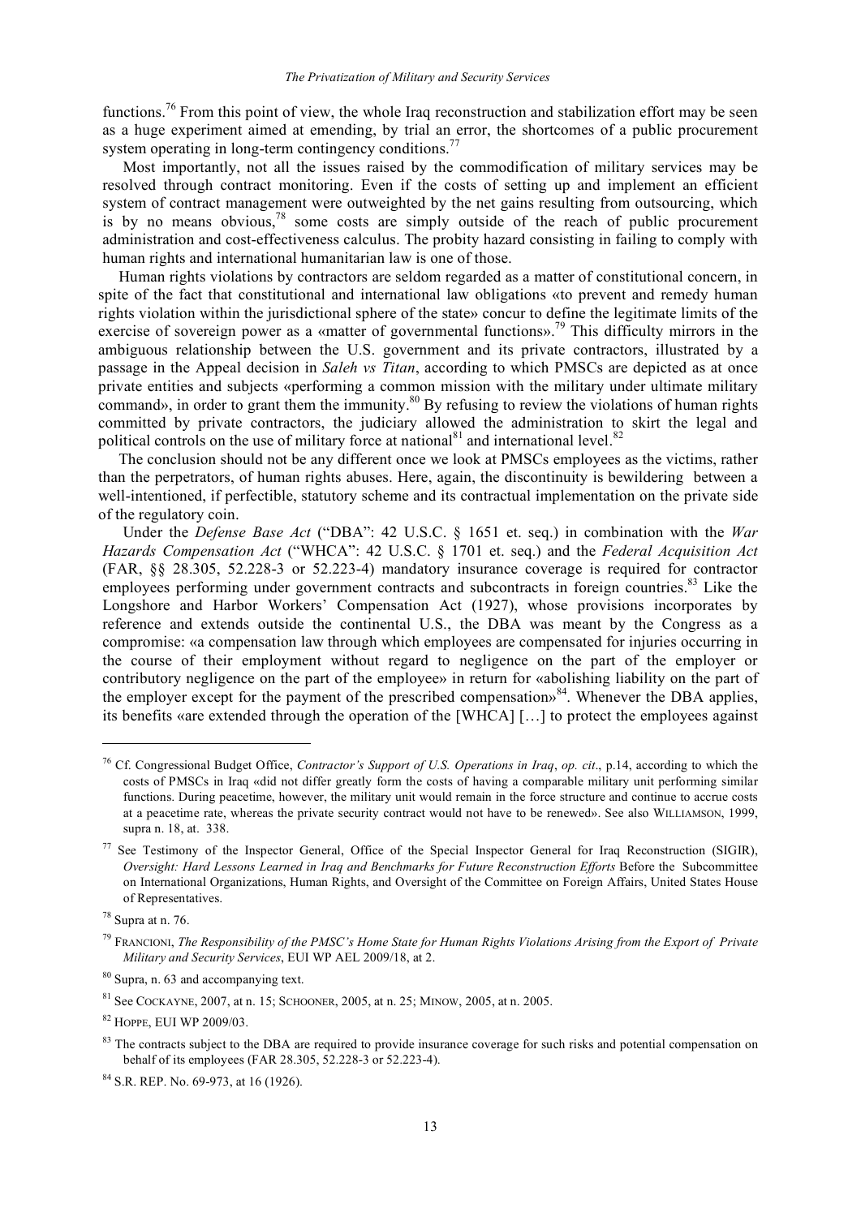functions.[76] From this point of view, the whole Iraq reconstruction and stabilization effort may be seen as a huge experiment aimed at emending, by trial an error, the shortcomes of a public procurement system operating in long-term contingency conditions.[77]

Most importantly, not all the issues raised by the commodification of military services may be resolved through contract monitoring. Even if the costs of setting up and implement an efficient system of contract management were outweighted by the net gains resulting from outsourcing, which is by no means obvious,[78] some costs are simply outside of the reach of public procurement administration and cost-effectiveness calculus. The probity hazard consisting in failing to comply with human rights and international humanitarian law is one of those.

Human rights violations by contractors are seldom regarded as a matter of constitutional concern, in spite of the fact that constitutional and international law obligations «to prevent and remedy human rights violation within the jurisdictional sphere of the state» concur to define the legitimate limits of the exercise of sovereign power as a «matter of governmental functions».[79] This difficulty mirrors in the ambiguous relationship between the U.S. government and its private contractors, illustrated by a passage in the Appeal decision in *Saleh vs Titan*, according to which PMSCs are depicted as at once private entities and subjects «performing a common mission with the military under ultimate military command», in order to grant them the immunity.[80] By refusing to review the violations of human rights committed by private contractors, the judiciary allowed the administration to skirt the legal and political controls on the use of military force at national[81] and international level.[82]

The conclusion should not be any different once we look at PMSCs employees as the victims, rather than the perpetrators, of human rights abuses. Here, again, the discontinuity is bewildering between a well-intentioned, if perfectible, statutory scheme and its contractual implementation on the private side of the regulatory coin.

Under the *Defense Base Act* ("DBA": 42 U.S.C. § 1651 et. seq.) in combination with the *War Hazards Compensation Act* ("WHCA": 42 U.S.C. § 1701 et. seq.) and the *Federal Acquisition Act* (FAR, §§ 28.305, 52.228-3 or 52.223-4) mandatory insurance coverage is required for contractor employees performing under government contracts and subcontracts in foreign countries.[83] Like the Longshore and Harbor Workers' Compensation Act (1927), whose provisions incorporates by reference and extends outside the continental U.S., the DBA was meant by the Congress as a compromise: «a compensation law through which employees are compensated for injuries occurring in the course of their employment without regard to negligence on the part of the employer or contributory negligence on the part of the employee» in return for «abolishing liability on the part of the employer except for the payment of the prescribed compensation»[84]. Whenever the DBA applies, its benefits «are extended through the operation of the [WHCA] […] to protect the employees against

---

[76] Cf. Congressional Budget Office, *Contractor's Support of U.S. Operations in Iraq*, *op. cit*., p.14, according to which the costs of PMSCs in Iraq «did not differ greatly form the costs of having a comparable military unit performing similar functions. During peacetime, however, the military unit would remain in the force structure and continue to accrue costs at a peacetime rate, whereas the private security contract would not have to be renewed». See also WILLIAMSON, 1999, supra n. 18, at. 338.

[77] See Testimony of the Inspector General, Office of the Special Inspector General for Iraq Reconstruction (SIGIR), *Oversight: Hard Lessons Learned in Iraq and Benchmarks for Future Reconstruction Efforts* Before the Subcommittee on International Organizations, Human Rights, and Oversight of the Committee on Foreign Affairs, United States House of Representatives.

[78] Supra at n. 76.

[79] FRANCIONI, *The Responsibility of the PMSC's Home State for Human Rights Violations Arising from the Export of Private Military and Security Services*, EUI WP AEL 2009/18, at 2.

[80] Supra, n. 63 and accompanying text.

[81] See COCKAYNE, 2007, at n. 15; SCHOONER, 2005, at n. 25; MINOW, 2005, at n. 2005.

[82] HOPPE, EUI WP 2009/03.

[83] The contracts subject to the DBA are required to provide insurance coverage for such risks and potential compensation on behalf of its employees (FAR 28.305, 52.228-3 or 52.223-4).

[84] S.R. REP. No. 69-973, at 16 (1926).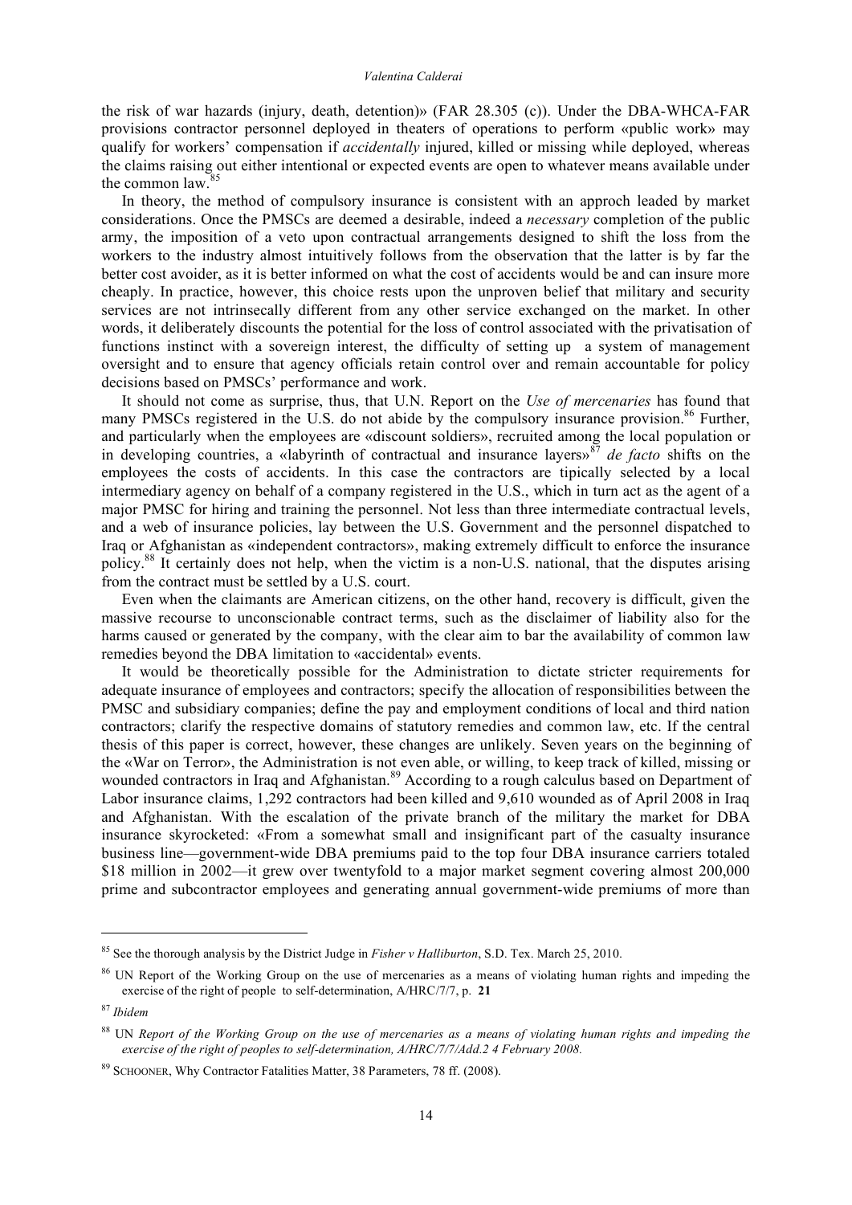the risk of war hazards (injury, death, detention)» (FAR 28.305 (c)). Under the DBA-WHCA-FAR provisions contractor personnel deployed in theaters of operations to perform «public work» may qualify for workers' compensation if *accidentally* injured, killed or missing while deployed, whereas the claims raising out either intentional or expected events are open to whatever means available under the common law.[85]

In theory, the method of compulsory insurance is consistent with an approch leaded by market considerations. Once the PMSCs are deemed a desirable, indeed a *necessary* completion of the public army, the imposition of a veto upon contractual arrangements designed to shift the loss from the workers to the industry almost intuitively follows from the observation that the latter is by far the better cost avoider, as it is better informed on what the cost of accidents would be and can insure more cheaply. In practice, however, this choice rests upon the unproven belief that military and security services are not intrinsecally different from any other service exchanged on the market. In other words, it deliberately discounts the potential for the loss of control associated with the privatisation of functions instinct with a sovereign interest, the difficulty of setting up a system of management oversight and to ensure that agency officials retain control over and remain accountable for policy decisions based on PMSCs' performance and work.

It should not come as surprise, thus, that U.N. Report on the *Use of mercenaries* has found that many PMSCs registered in the U.S. do not abide by the compulsory insurance provision.[86] Further, and particularly when the employees are «discount soldiers», recruited among the local population or in developing countries, a «labyrinth of contractual and insurance layers»[87] *de facto* shifts on the employees the costs of accidents. In this case the contractors are tipically selected by a local intermediary agency on behalf of a company registered in the U.S., which in turn act as the agent of a major PMSC for hiring and training the personnel. Not less than three intermediate contractual levels, and a web of insurance policies, lay between the U.S. Government and the personnel dispatched to Iraq or Afghanistan as «independent contractors», making extremely difficult to enforce the insurance policy.[88] It certainly does not help, when the victim is a non-U.S. national, that the disputes arising from the contract must be settled by a U.S. court.

Even when the claimants are American citizens, on the other hand, recovery is difficult, given the massive recourse to unconscionable contract terms, such as the disclaimer of liability also for the harms caused or generated by the company, with the clear aim to bar the availability of common law remedies beyond the DBA limitation to «accidental» events.

It would be theoretically possible for the Administration to dictate stricter requirements for adequate insurance of employees and contractors; specify the allocation of responsibilities between the PMSC and subsidiary companies; define the pay and employment conditions of local and third nation contractors; clarify the respective domains of statutory remedies and common law, etc. If the central thesis of this paper is correct, however, these changes are unlikely. Seven years on the beginning of the «War on Terror», the Administration is not even able, or willing, to keep track of killed, missing or wounded contractors in Iraq and Afghanistan.[89] According to a rough calculus based on Department of Labor insurance claims, 1,292 contractors had been killed and 9,610 wounded as of April 2008 in Iraq and Afghanistan. With the escalation of the private branch of the military the market for DBA insurance skyrocketed: «From a somewhat small and insignificant part of the casualty insurance business line—government-wide DBA premiums paid to the top four DBA insurance carriers totaled \$18 million in 2002—it grew over twentyfold to a major market segment covering almost 200,000 prime and subcontractor employees and generating annual government-wide premiums of more than

---

[85] See the thorough analysis by the District Judge in *Fisher v Halliburton*, S.D. Tex. March 25, 2010.

[86] UN Report of the Working Group on the use of mercenaries as a means of violating human rights and impeding the exercise of the right of people to self-determination, A/HRC/7/7, p. **21**

[87] *Ibidem*

[88] UN *Report of the Working Group on the use of mercenaries as a means of violating human rights and impeding the exercise of the right of peoples to self-determination, A/HRC/7/7/Add.2 4 February 2008.*

[89] SCHOONER, Why Contractor Fatalities Matter, 38 Parameters, 78 ff. (2008).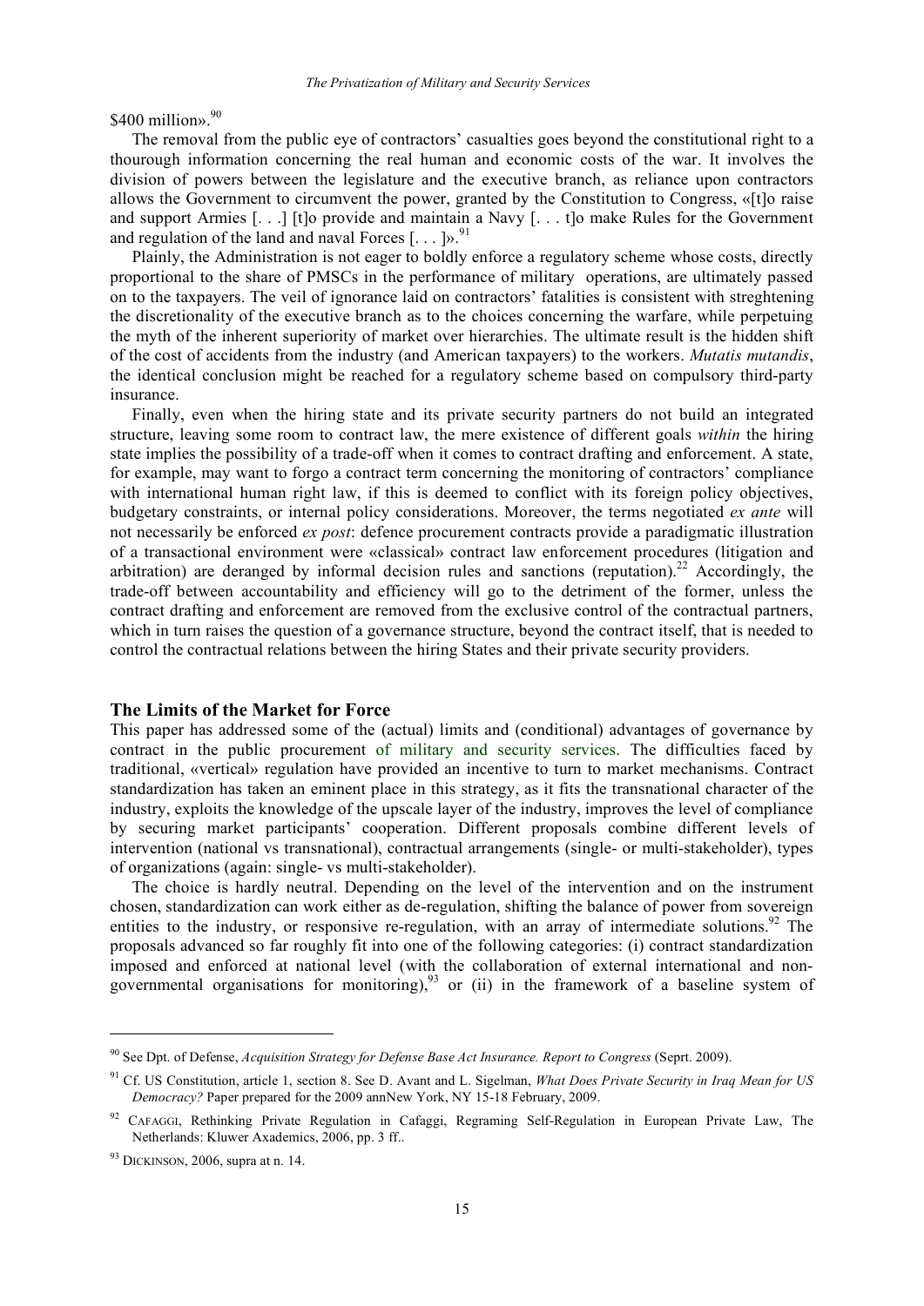$400 million».[90]

The removal from the public eye of contractors' casualties goes beyond the constitutional right to a thourough information concerning the real human and economic costs of the war. It involves the division of powers between the legislature and the executive branch, as reliance upon contractors allows the Government to circumvent the power, granted by the Constitution to Congress, «[t]o raise and support Armies [. . .] [t]o provide and maintain a Navy [. . . t]o make Rules for the Government and regulation of the land and naval Forces [. . . ]».[91]

Plainly, the Administration is not eager to boldly enforce a regulatory scheme whose costs, directly proportional to the share of PMSCs in the performance of military operations, are ultimately passed on to the taxpayers. The veil of ignorance laid on contractors' fatalities is consistent with streghtening the discretionality of the executive branch as to the choices concerning the warfare, while perpetuing the myth of the inherent superiority of market over hierarchies. The ultimate result is the hidden shift of the cost of accidents from the industry (and American taxpayers) to the workers. *Mutatis mutandis*, the identical conclusion might be reached for a regulatory scheme based on compulsory third-party insurance.

Finally, even when the hiring state and its private security partners do not build an integrated structure, leaving some room to contract law, the mere existence of different goals *within* the hiring state implies the possibility of a trade-off when it comes to contract drafting and enforcement. A state, for example, may want to forgo a contract term concerning the monitoring of contractors' compliance with international human right law, if this is deemed to conflict with its foreign policy objectives, budgetary constraints, or internal policy considerations. Moreover, the terms negotiated *ex ante* will not necessarily be enforced *ex post*: defence procurement contracts provide a paradigmatic illustration of a transactional environment were «classical» contract law enforcement procedures (litigation and arbitration) are deranged by informal decision rules and sanctions (reputation).[22] Accordingly, the trade-off between accountability and efficiency will go to the detriment of the former, unless the contract drafting and enforcement are removed from the exclusive control of the contractual partners, which in turn raises the question of a governance structure, beyond the contract itself, that is needed to control the contractual relations between the hiring States and their private security providers.

## The Limits of the Market for Force

This paper has addressed some of the (actual) limits and (conditional) advantages of governance by contract in the public procurement of military and security services. The difficulties faced by traditional, «vertical» regulation have provided an incentive to turn to market mechanisms. Contract standardization has taken an eminent place in this strategy, as it fits the transnational character of the industry, exploits the knowledge of the upscale layer of the industry, improves the level of compliance by securing market participants' cooperation. Different proposals combine different levels of intervention (national vs transnational), contractual arrangements (single- or multi-stakeholder), types of organizations (again: single- vs multi-stakeholder).

The choice is hardly neutral. Depending on the level of the intervention and on the instrument chosen, standardization can work either as de-regulation, shifting the balance of power from sovereign entities to the industry, or responsive re-regulation, with an array of intermediate solutions.[92] The proposals advanced so far roughly fit into one of the following categories: (i) contract standardization imposed and enforced at national level (with the collaboration of external international and non-governmental organisations for monitoring),[93] or (ii) in the framework of a baseline system of

---

[90] See Dpt. of Defense, *Acquisition Strategy for Defense Base Act Insurance. Report to Congress* (Seprt. 2009).

[91] Cf. US Constitution, article 1, section 8. See D. Avant and L. Sigelman, *What Does Private Security in Iraq Mean for US Democracy?* Paper prepared for the 2009 annNew York, NY 15-18 February, 2009.

[92] CAFAGGI, Rethinking Private Regulation in Cafaggi, Regraming Self-Regulation in European Private Law, The Netherlands: Kluwer Axademics, 2006, pp. 3 ff..

[93] DICKINSON, 2006, supra at n. 14.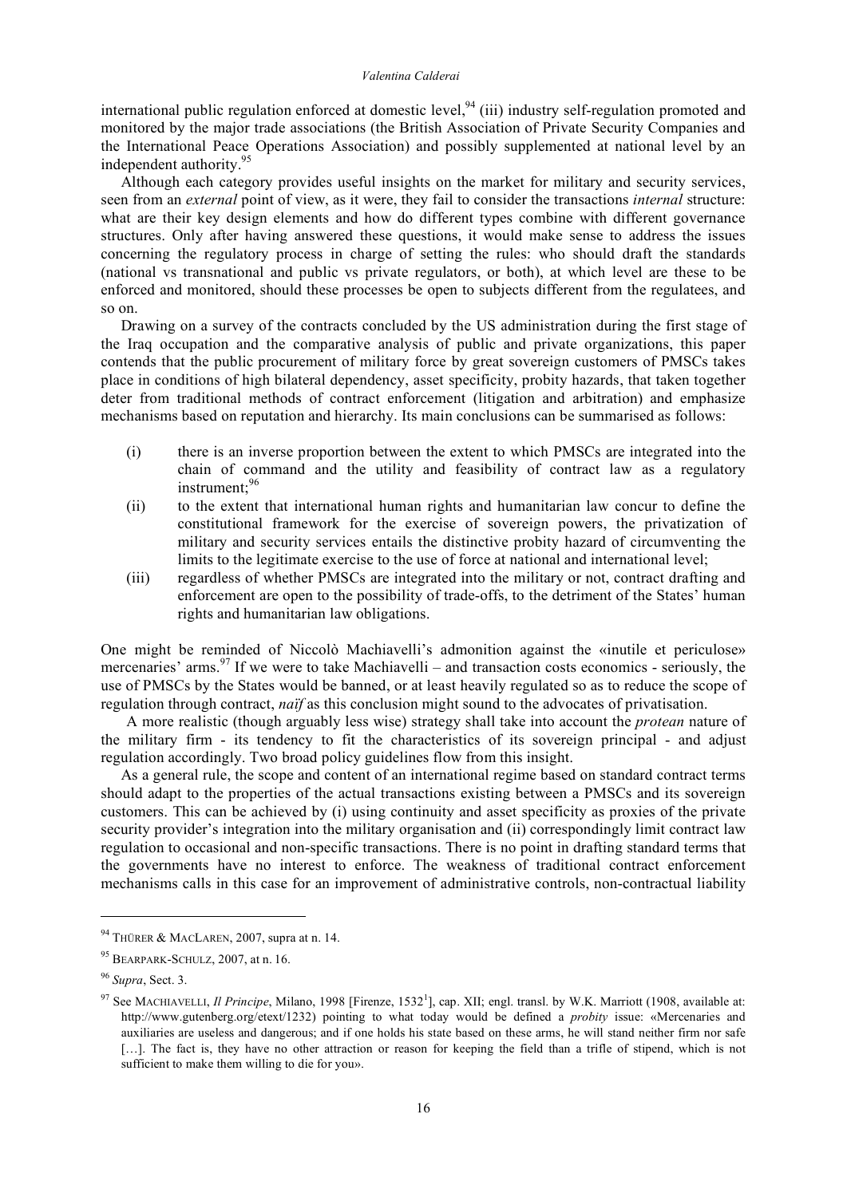international public regulation enforced at domestic level,[94] (iii) industry self-regulation promoted and monitored by the major trade associations (the British Association of Private Security Companies and the International Peace Operations Association) and possibly supplemented at national level by an independent authority.[95]

Although each category provides useful insights on the market for military and security services, seen from an *external* point of view, as it were, they fail to consider the transactions *internal* structure: what are their key design elements and how do different types combine with different governance structures. Only after having answered these questions, it would make sense to address the issues concerning the regulatory process in charge of setting the rules: who should draft the standards (national vs transnational and public vs private regulators, or both), at which level are these to be enforced and monitored, should these processes be open to subjects different from the regulatees, and so on.

Drawing on a survey of the contracts concluded by the US administration during the first stage of the Iraq occupation and the comparative analysis of public and private organizations, this paper contends that the public procurement of military force by great sovereign customers of PMSCs takes place in conditions of high bilateral dependency, asset specificity, probity hazards, that taken together deter from traditional methods of contract enforcement (litigation and arbitration) and emphasize mechanisms based on reputation and hierarchy. Its main conclusions can be summarised as follows:

(i) there is an inverse proportion between the extent to which PMSCs are integrated into the chain of command and the utility and feasibility of contract law as a regulatory instrument;[96]

(ii) to the extent that international human rights and humanitarian law concur to define the constitutional framework for the exercise of sovereign powers, the privatization of military and security services entails the distinctive probity hazard of circumventing the limits to the legitimate exercise to the use of force at national and international level;

(iii) regardless of whether PMSCs are integrated into the military or not, contract drafting and enforcement are open to the possibility of trade-offs, to the detriment of the States' human rights and humanitarian law obligations.

One might be reminded of Niccolò Machiavelli's admonition against the «inutile et periculose» mercenaries' arms.[97] If we were to take Machiavelli – and transaction costs economics - seriously, the use of PMSCs by the States would be banned, or at least heavily regulated so as to reduce the scope of regulation through contract, *naïf* as this conclusion might sound to the advocates of privatisation.

A more realistic (though arguably less wise) strategy shall take into account the *protean* nature of the military firm - its tendency to fit the characteristics of its sovereign principal - and adjust regulation accordingly. Two broad policy guidelines flow from this insight.

As a general rule, the scope and content of an international regime based on standard contract terms should adapt to the properties of the actual transactions existing between a PMSCs and its sovereign customers. This can be achieved by (i) using continuity and asset specificity as proxies of the private security provider's integration into the military organisation and (ii) correspondingly limit contract law regulation to occasional and non-specific transactions. There is no point in drafting standard terms that the governments have no interest to enforce. The weakness of traditional contract enforcement mechanisms calls in this case for an improvement of administrative controls, non-contractual liability

---

[94] THÜRER & MACLAREN, 2007, supra at n. 14.

[95] BEARPARK-SCHULZ, 2007, at n. 16.

[96] *Supra*, Sect. 3.

[97] See MACHIAVELLI, *Il Principe*, Milano, 1998 [Firenze, 1532[1]], cap. XII; engl. transl. by W.K. Marriott (1908, available at: http://www.gutenberg.org/etext/1232) pointing to what today would be defined a *probity* issue: «Mercenaries and auxiliaries are useless and dangerous; and if one holds his state based on these arms, he will stand neither firm nor safe […]. The fact is, they have no other attraction or reason for keeping the field than a trifle of stipend, which is not sufficient to make them willing to die for you».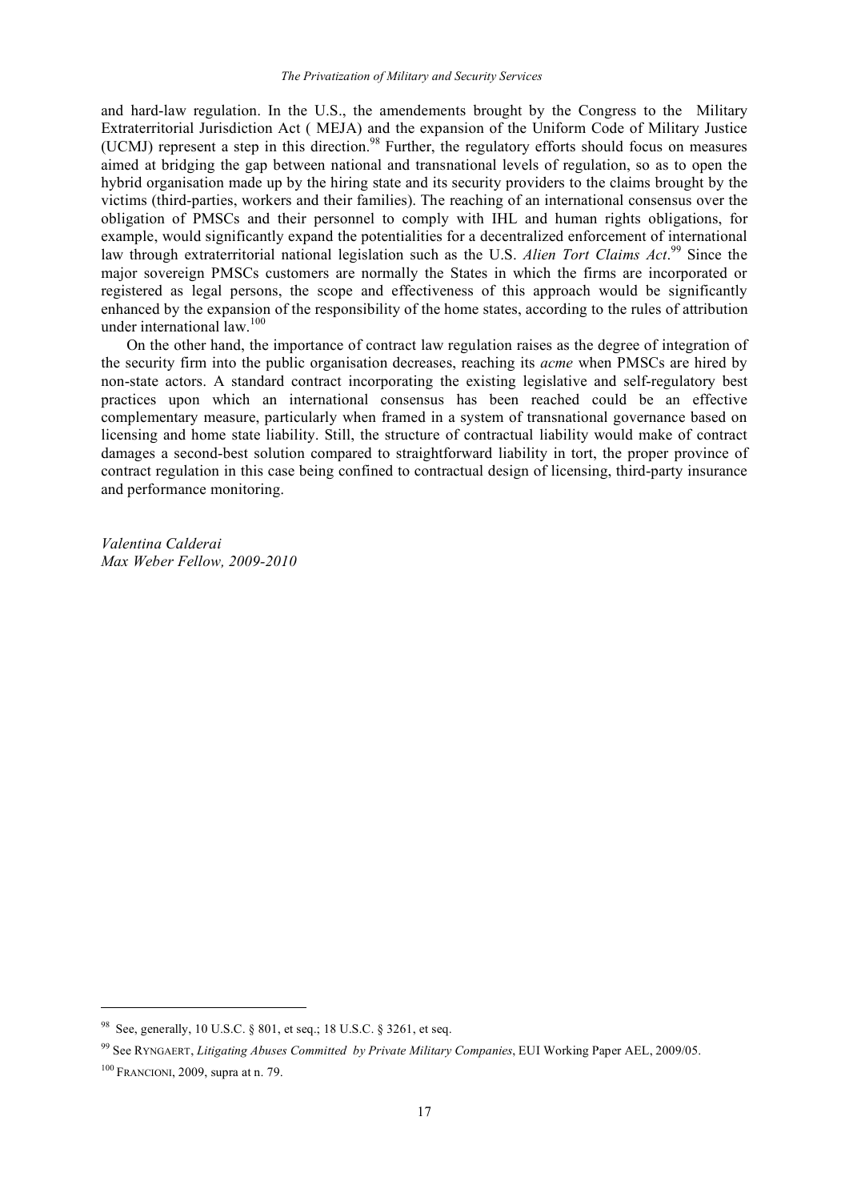and hard-law regulation. In the U.S., the amendements brought by the Congress to the Military Extraterritorial Jurisdiction Act ( MEJA) and the expansion of the Uniform Code of Military Justice (UCMJ) represent a step in this direction.[98] Further, the regulatory efforts should focus on measures aimed at bridging the gap between national and transnational levels of regulation, so as to open the hybrid organisation made up by the hiring state and its security providers to the claims brought by the victims (third-parties, workers and their families). The reaching of an international consensus over the obligation of PMSCs and their personnel to comply with IHL and human rights obligations, for example, would significantly expand the potentialities for a decentralized enforcement of international law through extraterritorial national legislation such as the U.S. *Alien Tort Claims Act*.[99] Since the major sovereign PMSCs customers are normally the States in which the firms are incorporated or registered as legal persons, the scope and effectiveness of this approach would be significantly enhanced by the expansion of the responsibility of the home states, according to the rules of attribution under international law.[100]

On the other hand, the importance of contract law regulation raises as the degree of integration of the security firm into the public organisation decreases, reaching its *acme* when PMSCs are hired by non-state actors. A standard contract incorporating the existing legislative and self-regulatory best practices upon which an international consensus has been reached could be an effective complementary measure, particularly when framed in a system of transnational governance based on licensing and home state liability. Still, the structure of contractual liability would make of contract damages a second-best solution compared to straightforward liability in tort, the proper province of contract regulation in this case being confined to contractual design of licensing, third-party insurance and performance monitoring.

*Valentina Calderai*
*Max Weber Fellow, 2009-2010*

---

[98] See, generally, 10 U.S.C. § 801, et seq.; 18 U.S.C. § 3261, et seq.

[99] See RYNGAERT, *Litigating Abuses Committed by Private Military Companies*, EUI Working Paper AEL, 2009/05.

[100] FRANCIONI, 2009, supra at n. 79.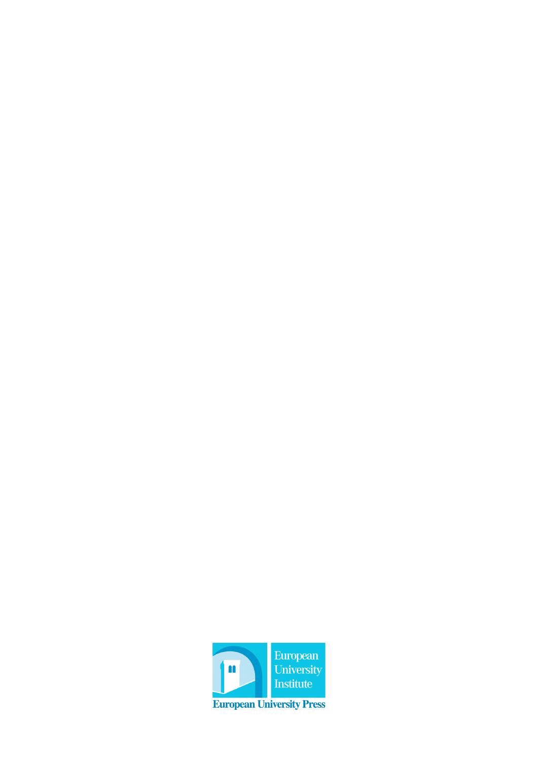European
University
Institute

European University Press